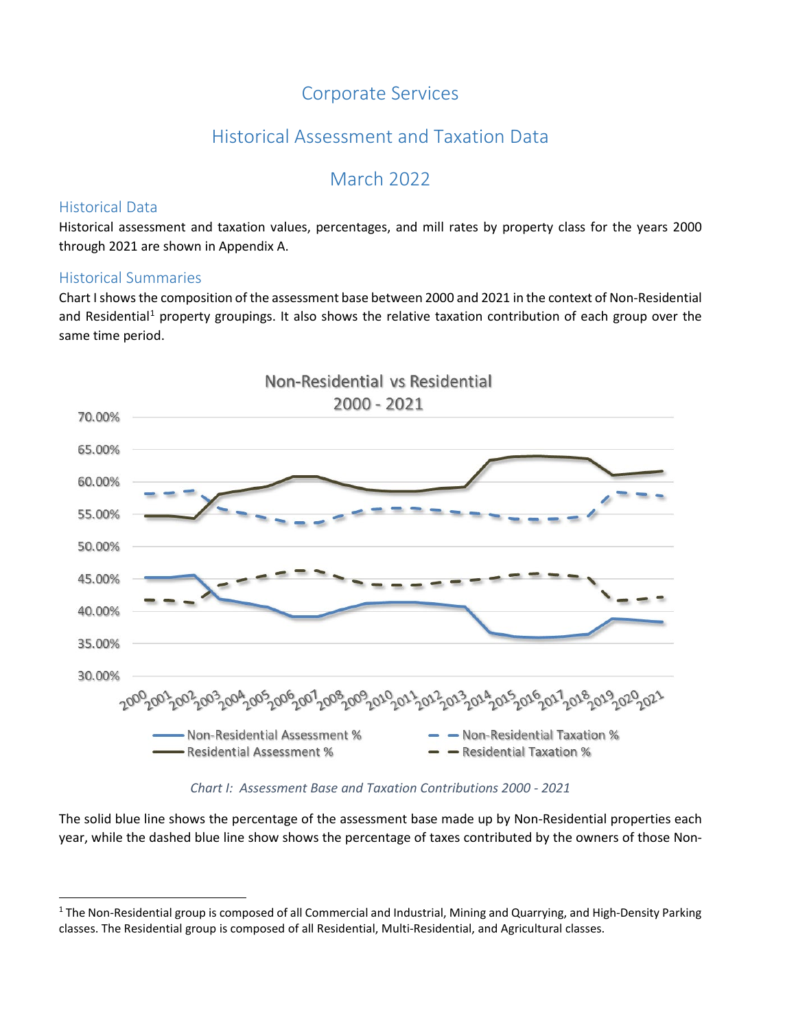# Corporate Services

## Historical Assessment and Taxation Data

## March 2022

### Historical Data

Historical assessment and taxation values, percentages, and mill rates by property class for the years 2000 through 2021 are shown in Appendix A.

### Historical Summaries

Chart I shows the composition of the assessment base between 2000 and 2021 in the context of Non-Residential and Residential[1] property groupings. It also shows the relative taxation contribution of each group over the same time period.

*Chart I: Assessment Base and Taxation Contributions 2000 - 2021*

The solid blue line shows the percentage of the assessment base made up by Non-Residential properties each year, while the dashed blue line show shows the percentage of taxes contributed by the owners of those Non-

[1] The Non-Residential group is composed of all Commercial and Industrial, Mining and Quarrying, and High-Density Parking classes. The Residential group is composed of all Residential, Multi-Residential, and Agricultural classes.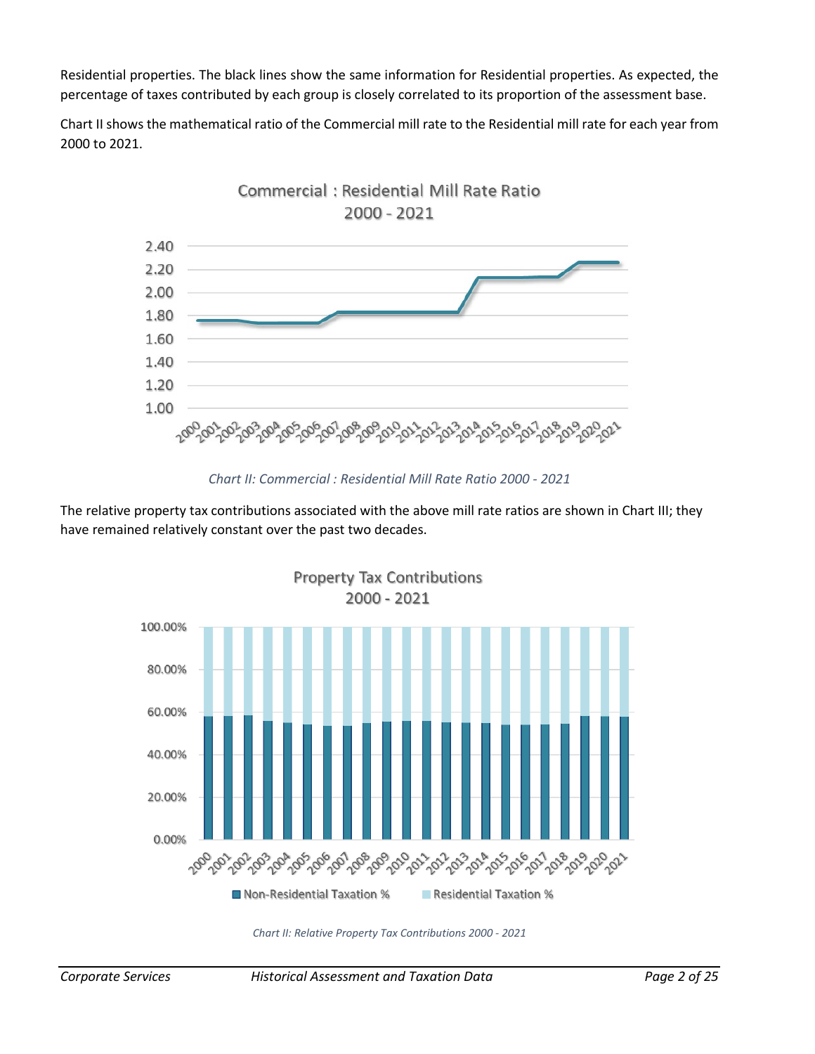Residential properties. The black lines show the same information for Residential properties. As expected, the percentage of taxes contributed by each group is closely correlated to its proportion of the assessment base.

Chart II shows the mathematical ratio of the Commercial mill rate to the Residential mill rate for each year from 2000 to 2021.

*Chart II: Commercial : Residential Mill Rate Ratio 2000 - 2021*

The relative property tax contributions associated with the above mill rate ratios are shown in Chart III; they have remained relatively constant over the past two decades.

*Chart II: Relative Property Tax Contributions 2000 - 2021*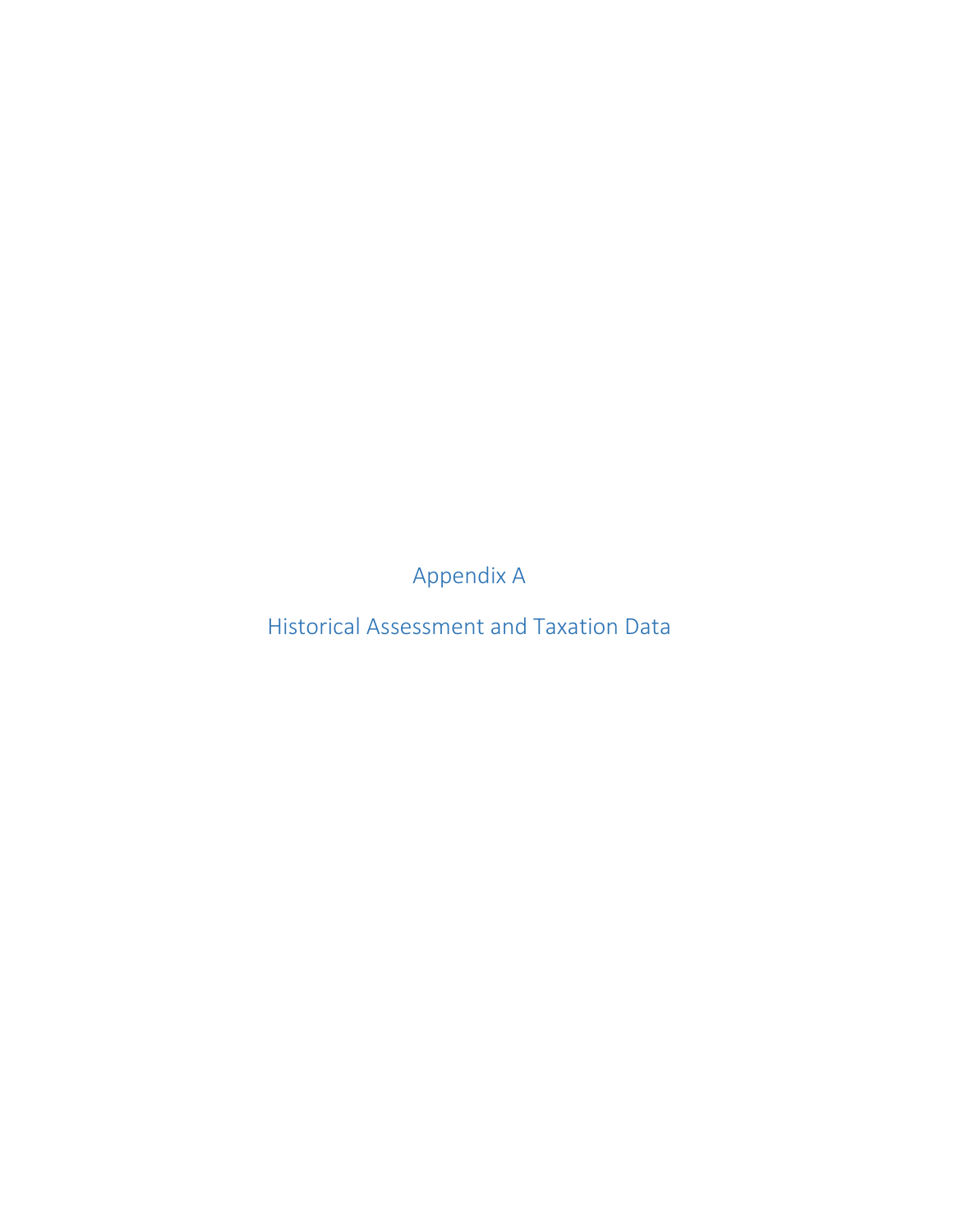# Appendix A

## Historical Assessment and Taxation Data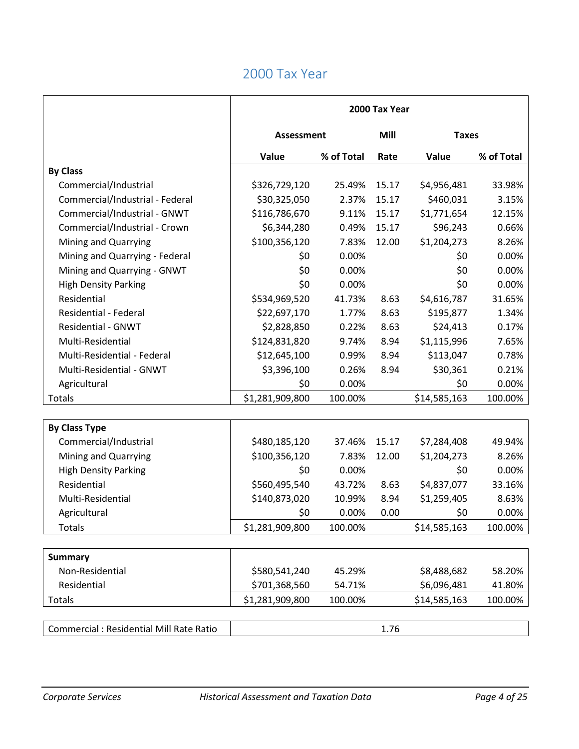## 2000 Tax Year

| | 2000 Tax Year | | | | |
|---|---|---|---|---|---|
| | Assessment | | Mill | Taxes | |
| | Value | % of Total | Rate | Value | % of Total |
| **By Class** | | | | | |
| Commercial/Industrial | $326,729,120 | 25.49% | 15.17 | $4,956,481 | 33.98% |
| Commercial/Industrial - Federal | $30,325,050 | 2.37% | 15.17 | $460,031 | 3.15% |
| Commercial/Industrial - GNWT | $116,786,670 | 9.11% | 15.17 | $1,771,654 | 12.15% |
| Commercial/Industrial - Crown | $6,344,280 | 0.49% | 15.17 | $96,243 | 0.66% |
| Mining and Quarrying | $100,356,120 | 7.83% | 12.00 | $1,204,273 | 8.26% |
| Mining and Quarrying - Federal | $0 | 0.00% | | $0 | 0.00% |
| Mining and Quarrying - GNWT | $0 | 0.00% | | $0 | 0.00% |
| High Density Parking | $0 | 0.00% | | $0 | 0.00% |
| Residential | $534,969,520 | 41.73% | 8.63 | $4,616,787 | 31.65% |
| Residential - Federal | $22,697,170 | 1.77% | 8.63 | $195,877 | 1.34% |
| Residential - GNWT | $2,828,850 | 0.22% | 8.63 | $24,413 | 0.17% |
| Multi-Residential | $124,831,820 | 9.74% | 8.94 | $1,115,996 | 7.65% |
| Multi-Residential - Federal | $12,645,100 | 0.99% | 8.94 | $113,047 | 0.78% |
| Multi-Residential - GNWT | $3,396,100 | 0.26% | 8.94 | $30,361 | 0.21% |
| Agricultural | $0 | 0.00% | | $0 | 0.00% |
| Totals | $1,281,909,800 | 100.00% | | $14,585,163 | 100.00% |

| **By Class Type** | | | | | |
|---|---|---|---|---|---|
| Commercial/Industrial | $480,185,120 | 37.46% | 15.17 | $7,284,408 | 49.94% |
| Mining and Quarrying | $100,356,120 | 7.83% | 12.00 | $1,204,273 | 8.26% |
| High Density Parking | $0 | 0.00% | | $0 | 0.00% |
| Residential | $560,495,540 | 43.72% | 8.63 | $4,837,077 | 33.16% |
| Multi-Residential | $140,873,020 | 10.99% | 8.94 | $1,259,405 | 8.63% |
| Agricultural | $0 | 0.00% | 0.00 | $0 | 0.00% |
| Totals | $1,281,909,800 | 100.00% | | $14,585,163 | 100.00% |

| **Summary** | | | | | |
|---|---|---|---|---|---|
| Non-Residential | $580,541,240 | 45.29% | | $8,488,682 | 58.20% |
| Residential | $701,368,560 | 54.71% | | $6,096,481 | 41.80% |
| Totals | $1,281,909,800 | 100.00% | | $14,585,163 | 100.00% |

| Commercial : Residential Mill Rate Ratio | 1.76 |
|---|---|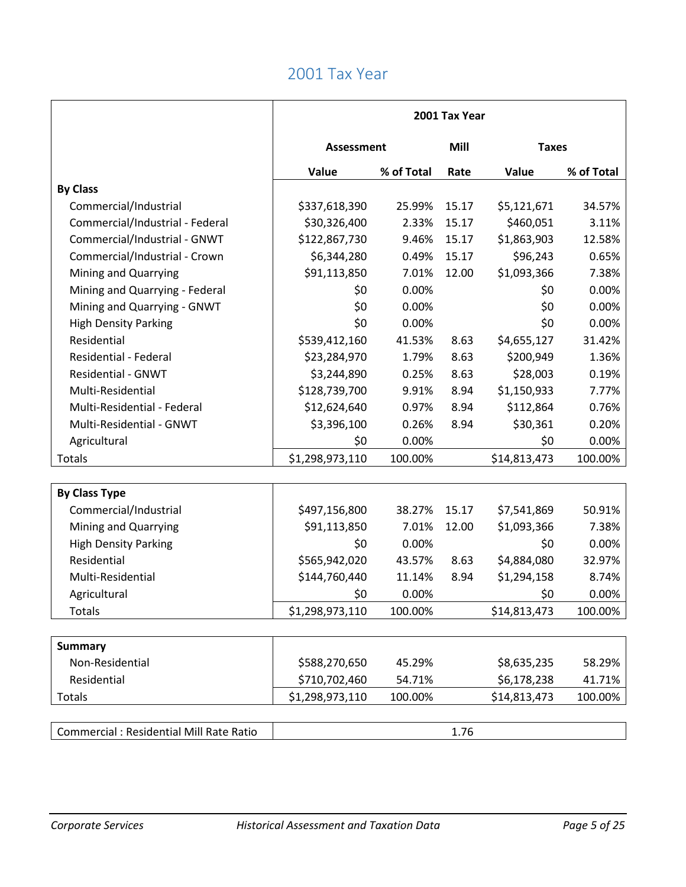# 2001 Tax Year

| | 2001 Tax Year | | | | |
|---|---|---|---|---|---|
| | Assessment | | Mill | Taxes | |
| | Value | % of Total | Rate | Value | % of Total |
| **By Class** | | | | | |
| Commercial/Industrial | $337,618,390 | 25.99% | 15.17 | $5,121,671 | 34.57% |
| Commercial/Industrial - Federal | $30,326,400 | 2.33% | 15.17 | $460,051 | 3.11% |
| Commercial/Industrial - GNWT | $122,867,730 | 9.46% | 15.17 | $1,863,903 | 12.58% |
| Commercial/Industrial - Crown | $6,344,280 | 0.49% | 15.17 | $96,243 | 0.65% |
| Mining and Quarrying | $91,113,850 | 7.01% | 12.00 | $1,093,366 | 7.38% |
| Mining and Quarrying - Federal | $0 | 0.00% | | $0 | 0.00% |
| Mining and Quarrying - GNWT | $0 | 0.00% | | $0 | 0.00% |
| High Density Parking | $0 | 0.00% | | $0 | 0.00% |
| Residential | $539,412,160 | 41.53% | 8.63 | $4,655,127 | 31.42% |
| Residential - Federal | $23,284,970 | 1.79% | 8.63 | $200,949 | 1.36% |
| Residential - GNWT | $3,244,890 | 0.25% | 8.63 | $28,003 | 0.19% |
| Multi-Residential | $128,739,700 | 9.91% | 8.94 | $1,150,933 | 7.77% |
| Multi-Residential - Federal | $12,624,640 | 0.97% | 8.94 | $112,864 | 0.76% |
| Multi-Residential - GNWT | $3,396,100 | 0.26% | 8.94 | $30,361 | 0.20% |
| Agricultural | $0 | 0.00% | | $0 | 0.00% |
| Totals | $1,298,973,110 | 100.00% | | $14,813,473 | 100.00% |

| **By Class Type** | Value | % of Total | Rate | Value | % of Total |
|---|---|---|---|---|---|
| Commercial/Industrial | $497,156,800 | 38.27% | 15.17 | $7,541,869 | 50.91% |
| Mining and Quarrying | $91,113,850 | 7.01% | 12.00 | $1,093,366 | 7.38% |
| High Density Parking | $0 | 0.00% | | $0 | 0.00% |
| Residential | $565,942,020 | 43.57% | 8.63 | $4,884,080 | 32.97% |
| Multi-Residential | $144,760,440 | 11.14% | 8.94 | $1,294,158 | 8.74% |
| Agricultural | $0 | 0.00% | | $0 | 0.00% |
| Totals | $1,298,973,110 | 100.00% | | $14,813,473 | 100.00% |

| **Summary** | Value | % of Total | Rate | Value | % of Total |
|---|---|---|---|---|---|
| Non-Residential | $588,270,650 | 45.29% | | $8,635,235 | 58.29% |
| Residential | $710,702,460 | 54.71% | | $6,178,238 | 41.71% |
| Totals | $1,298,973,110 | 100.00% | | $14,813,473 | 100.00% |

| Commercial : Residential Mill Rate Ratio | 1.76 |
|---|---|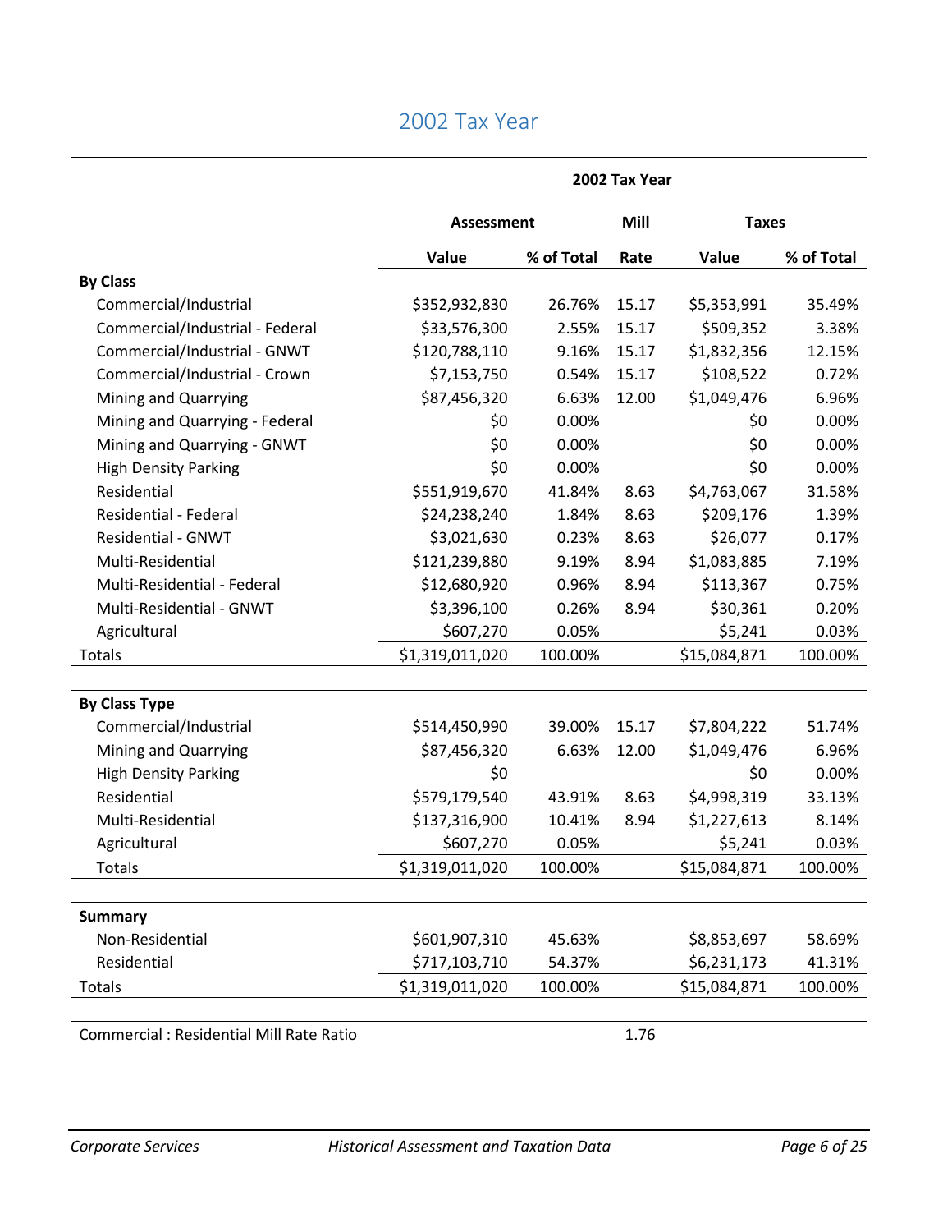# 2002 Tax Year

| | 2002 Tax Year | | | | |
|---|---|---|---|---|---|
| | Assessment | | Mill | Taxes | |
| | Value | % of Total | Rate | Value | % of Total |
| **By Class** | | | | | |
| Commercial/Industrial | $352,932,830 | 26.76% | 15.17 | $5,353,991 | 35.49% |
| Commercial/Industrial - Federal | $33,576,300 | 2.55% | 15.17 | $509,352 | 3.38% |
| Commercial/Industrial - GNWT | $120,788,110 | 9.16% | 15.17 | $1,832,356 | 12.15% |
| Commercial/Industrial - Crown | $7,153,750 | 0.54% | 15.17 | $108,522 | 0.72% |
| Mining and Quarrying | $87,456,320 | 6.63% | 12.00 | $1,049,476 | 6.96% |
| Mining and Quarrying - Federal | $0 | 0.00% | | $0 | 0.00% |
| Mining and Quarrying - GNWT | $0 | 0.00% | | $0 | 0.00% |
| High Density Parking | $0 | 0.00% | | $0 | 0.00% |
| Residential | $551,919,670 | 41.84% | 8.63 | $4,763,067 | 31.58% |
| Residential - Federal | $24,238,240 | 1.84% | 8.63 | $209,176 | 1.39% |
| Residential - GNWT | $3,021,630 | 0.23% | 8.63 | $26,077 | 0.17% |
| Multi-Residential | $121,239,880 | 9.19% | 8.94 | $1,083,885 | 7.19% |
| Multi-Residential - Federal | $12,680,920 | 0.96% | 8.94 | $113,367 | 0.75% |
| Multi-Residential - GNWT | $3,396,100 | 0.26% | 8.94 | $30,361 | 0.20% |
| Agricultural | $607,270 | 0.05% | | $5,241 | 0.03% |
| Totals | $1,319,011,020 | 100.00% | | $15,084,871 | 100.00% |

| **By Class Type** | | | | | |
|---|---|---|---|---|---|
| Commercial/Industrial | $514,450,990 | 39.00% | 15.17 | $7,804,222 | 51.74% |
| Mining and Quarrying | $87,456,320 | 6.63% | 12.00 | $1,049,476 | 6.96% |
| High Density Parking | $0 | | | $0 | 0.00% |
| Residential | $579,179,540 | 43.91% | 8.63 | $4,998,319 | 33.13% |
| Multi-Residential | $137,316,900 | 10.41% | 8.94 | $1,227,613 | 8.14% |
| Agricultural | $607,270 | 0.05% | | $5,241 | 0.03% |
| Totals | $1,319,011,020 | 100.00% | | $15,084,871 | 100.00% |

| **Summary** | | | | | |
|---|---|---|---|---|---|
| Non-Residential | $601,907,310 | 45.63% | | $8,853,697 | 58.69% |
| Residential | $717,103,710 | 54.37% | | $6,231,173 | 41.31% |
| Totals | $1,319,011,020 | 100.00% | | $15,084,871 | 100.00% |

| Commercial : Residential Mill Rate Ratio | 1.76 |
|---|---|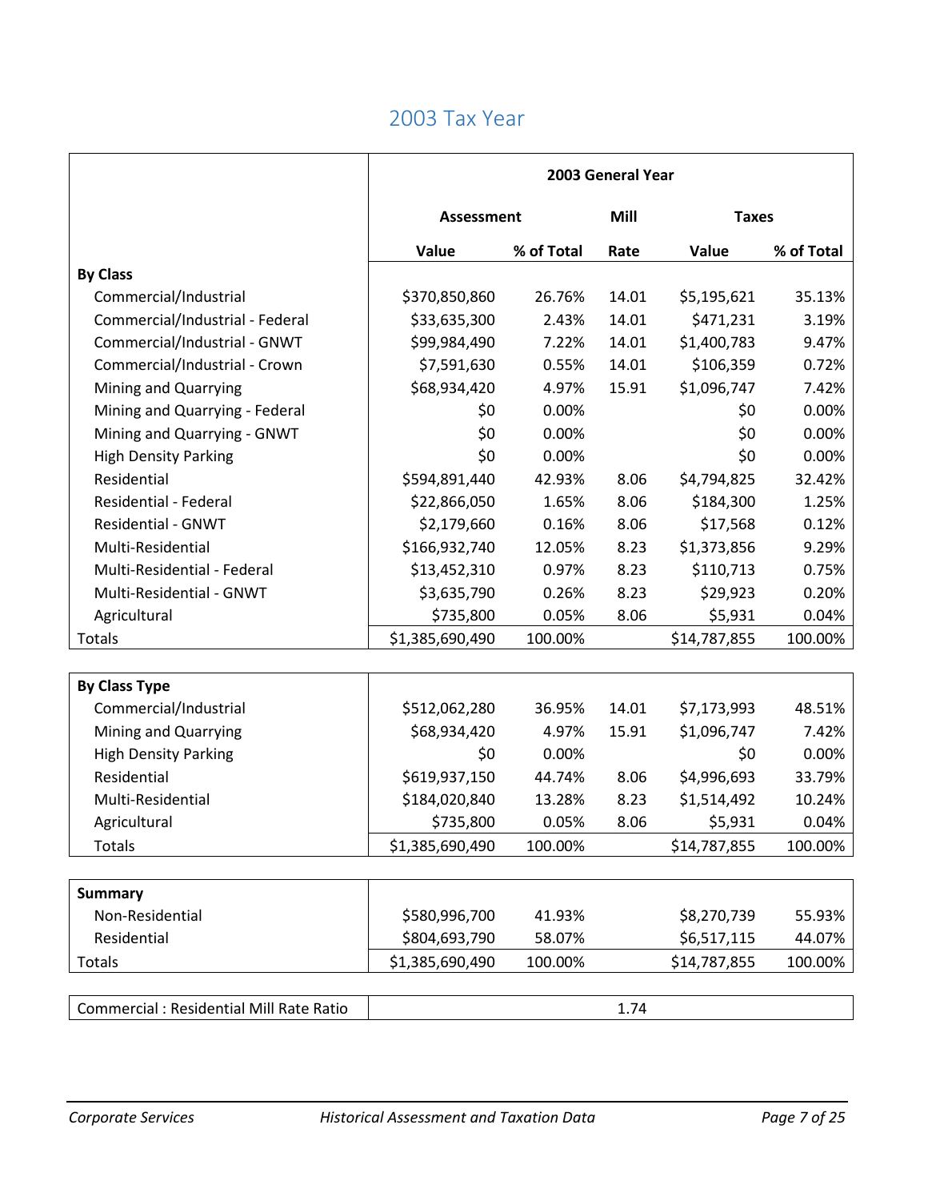# 2003 Tax Year

| | 2003 General Year | | | | |
|---|---|---|---|---|---|
| | Assessment | | Mill | Taxes | |
| | Value | % of Total | Rate | Value | % of Total |
| **By Class** | | | | | |
| Commercial/Industrial | $370,850,860 | 26.76% | 14.01 | $5,195,621 | 35.13% |
| Commercial/Industrial - Federal | $33,635,300 | 2.43% | 14.01 | $471,231 | 3.19% |
| Commercial/Industrial - GNWT | $99,984,490 | 7.22% | 14.01 | $1,400,783 | 9.47% |
| Commercial/Industrial - Crown | $7,591,630 | 0.55% | 14.01 | $106,359 | 0.72% |
| Mining and Quarrying | $68,934,420 | 4.97% | 15.91 | $1,096,747 | 7.42% |
| Mining and Quarrying - Federal | $0 | 0.00% | | $0 | 0.00% |
| Mining and Quarrying - GNWT | $0 | 0.00% | | $0 | 0.00% |
| High Density Parking | $0 | 0.00% | | $0 | 0.00% |
| Residential | $594,891,440 | 42.93% | 8.06 | $4,794,825 | 32.42% |
| Residential - Federal | $22,866,050 | 1.65% | 8.06 | $184,300 | 1.25% |
| Residential - GNWT | $2,179,660 | 0.16% | 8.06 | $17,568 | 0.12% |
| Multi-Residential | $166,932,740 | 12.05% | 8.23 | $1,373,856 | 9.29% |
| Multi-Residential - Federal | $13,452,310 | 0.97% | 8.23 | $110,713 | 0.75% |
| Multi-Residential - GNWT | $3,635,790 | 0.26% | 8.23 | $29,923 | 0.20% |
| Agricultural | $735,800 | 0.05% | 8.06 | $5,931 | 0.04% |
| Totals | $1,385,690,490 | 100.00% | | $14,787,855 | 100.00% |

| **By Class Type** | | | | | |
|---|---|---|---|---|---|
| Commercial/Industrial | $512,062,280 | 36.95% | 14.01 | $7,173,993 | 48.51% |
| Mining and Quarrying | $68,934,420 | 4.97% | 15.91 | $1,096,747 | 7.42% |
| High Density Parking | $0 | 0.00% | | $0 | 0.00% |
| Residential | $619,937,150 | 44.74% | 8.06 | $4,996,693 | 33.79% |
| Multi-Residential | $184,020,840 | 13.28% | 8.23 | $1,514,492 | 10.24% |
| Agricultural | $735,800 | 0.05% | 8.06 | $5,931 | 0.04% |
| Totals | $1,385,690,490 | 100.00% | | $14,787,855 | 100.00% |

| **Summary** | | | | | |
|---|---|---|---|---|---|
| Non-Residential | $580,996,700 | 41.93% | | $8,270,739 | 55.93% |
| Residential | $804,693,790 | 58.07% | | $6,517,115 | 44.07% |
| Totals | $1,385,690,490 | 100.00% | | $14,787,855 | 100.00% |

| Commercial : Residential Mill Rate Ratio | 1.74 |
|---|---|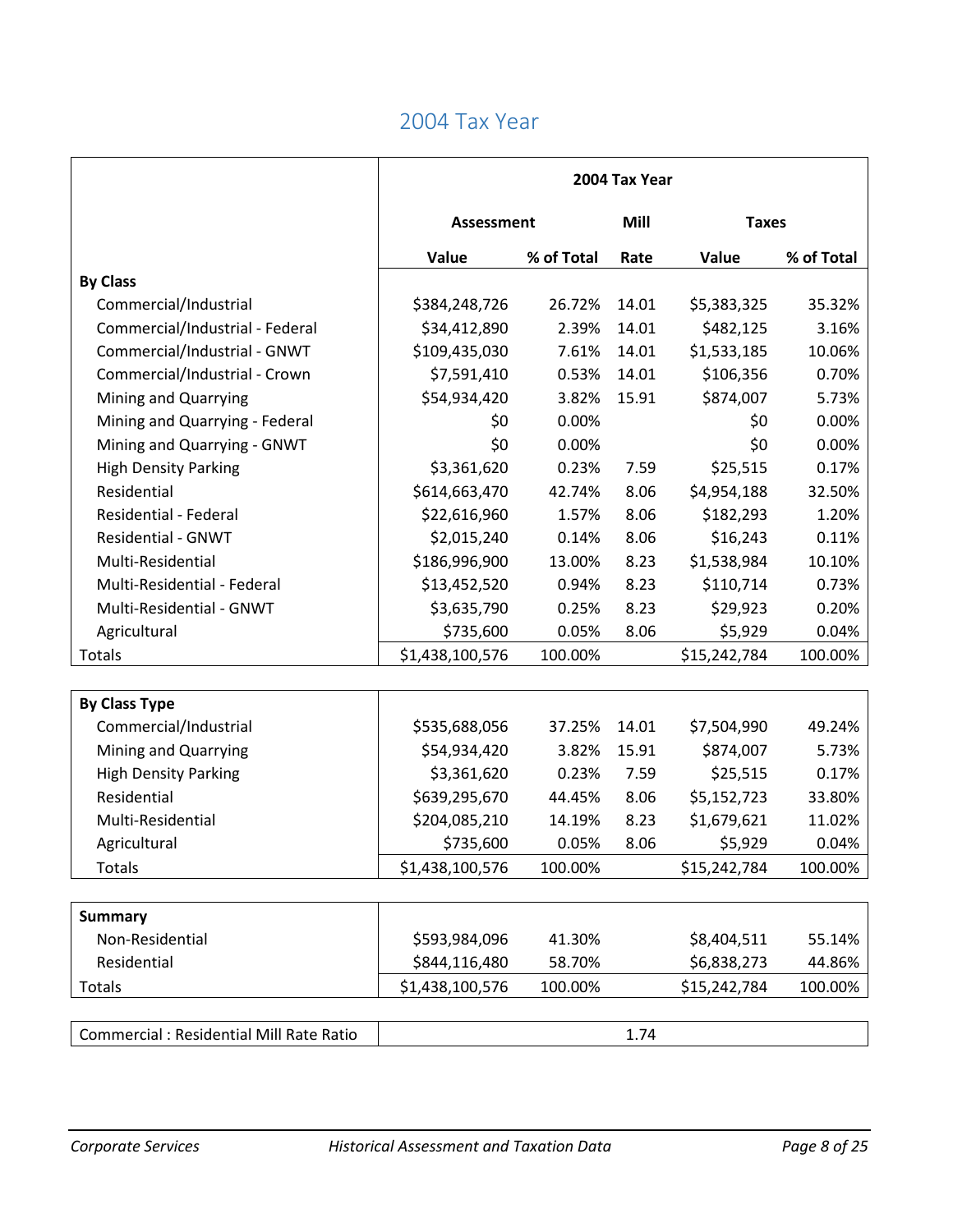# 2004 Tax Year

| | 2004 Tax Year | | | | |
|---|---|---|---|---|---|
| | Assessment | | Mill | Taxes | |
| | Value | % of Total | Rate | Value | % of Total |
| **By Class** | | | | | |
| Commercial/Industrial | $384,248,726 | 26.72% | 14.01 | $5,383,325 | 35.32% |
| Commercial/Industrial - Federal | $34,412,890 | 2.39% | 14.01 | $482,125 | 3.16% |
| Commercial/Industrial - GNWT | $109,435,030 | 7.61% | 14.01 | $1,533,185 | 10.06% |
| Commercial/Industrial - Crown | $7,591,410 | 0.53% | 14.01 | $106,356 | 0.70% |
| Mining and Quarrying | $54,934,420 | 3.82% | 15.91 | $874,007 | 5.73% |
| Mining and Quarrying - Federal | $0 | 0.00% | | $0 | 0.00% |
| Mining and Quarrying - GNWT | $0 | 0.00% | | $0 | 0.00% |
| High Density Parking | $3,361,620 | 0.23% | 7.59 | $25,515 | 0.17% |
| Residential | $614,663,470 | 42.74% | 8.06 | $4,954,188 | 32.50% |
| Residential - Federal | $22,616,960 | 1.57% | 8.06 | $182,293 | 1.20% |
| Residential - GNWT | $2,015,240 | 0.14% | 8.06 | $16,243 | 0.11% |
| Multi-Residential | $186,996,900 | 13.00% | 8.23 | $1,538,984 | 10.10% |
| Multi-Residential - Federal | $13,452,520 | 0.94% | 8.23 | $110,714 | 0.73% |
| Multi-Residential - GNWT | $3,635,790 | 0.25% | 8.23 | $29,923 | 0.20% |
| Agricultural | $735,600 | 0.05% | 8.06 | $5,929 | 0.04% |
| Totals | $1,438,100,576 | 100.00% | | $15,242,784 | 100.00% |

| **By Class Type** | | | | | |
|---|---|---|---|---|---|
| Commercial/Industrial | $535,688,056 | 37.25% | 14.01 | $7,504,990 | 49.24% |
| Mining and Quarrying | $54,934,420 | 3.82% | 15.91 | $874,007 | 5.73% |
| High Density Parking | $3,361,620 | 0.23% | 7.59 | $25,515 | 0.17% |
| Residential | $639,295,670 | 44.45% | 8.06 | $5,152,723 | 33.80% |
| Multi-Residential | $204,085,210 | 14.19% | 8.23 | $1,679,621 | 11.02% |
| Agricultural | $735,600 | 0.05% | 8.06 | $5,929 | 0.04% |
| Totals | $1,438,100,576 | 100.00% | | $15,242,784 | 100.00% |

| **Summary** | | | | | |
|---|---|---|---|---|---|
| Non-Residential | $593,984,096 | 41.30% | | $8,404,511 | 55.14% |
| Residential | $844,116,480 | 58.70% | | $6,838,273 | 44.86% |
| Totals | $1,438,100,576 | 100.00% | | $15,242,784 | 100.00% |

| Commercial : Residential Mill Rate Ratio | 1.74 |
|---|---|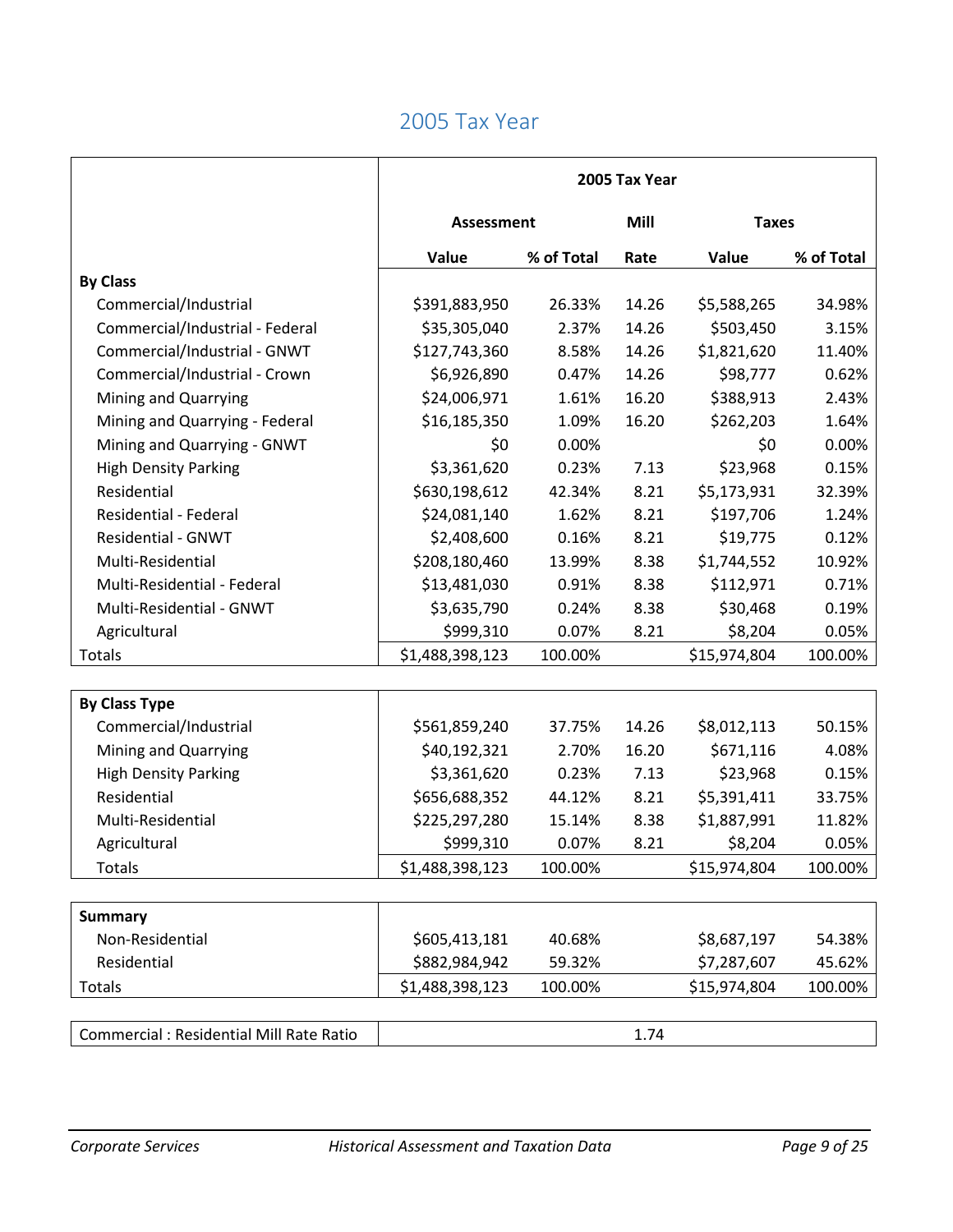# 2005 Tax Year

| | 2005 Tax Year | | | | |
|---|---|---|---|---|---|
| | Assessment | | Mill | Taxes | |
| | Value | % of Total | Rate | Value | % of Total |
| **By Class** | | | | | |
| Commercial/Industrial | $391,883,950 | 26.33% | 14.26 | $5,588,265 | 34.98% |
| Commercial/Industrial - Federal | $35,305,040 | 2.37% | 14.26 | $503,450 | 3.15% |
| Commercial/Industrial - GNWT | $127,743,360 | 8.58% | 14.26 | $1,821,620 | 11.40% |
| Commercial/Industrial - Crown | $6,926,890 | 0.47% | 14.26 | $98,777 | 0.62% |
| Mining and Quarrying | $24,006,971 | 1.61% | 16.20 | $388,913 | 2.43% |
| Mining and Quarrying - Federal | $16,185,350 | 1.09% | 16.20 | $262,203 | 1.64% |
| Mining and Quarrying - GNWT | $0 | 0.00% | | $0 | 0.00% |
| High Density Parking | $3,361,620 | 0.23% | 7.13 | $23,968 | 0.15% |
| Residential | $630,198,612 | 42.34% | 8.21 | $5,173,931 | 32.39% |
| Residential - Federal | $24,081,140 | 1.62% | 8.21 | $197,706 | 1.24% |
| Residential - GNWT | $2,408,600 | 0.16% | 8.21 | $19,775 | 0.12% |
| Multi-Residential | $208,180,460 | 13.99% | 8.38 | $1,744,552 | 10.92% |
| Multi-Residential - Federal | $13,481,030 | 0.91% | 8.38 | $112,971 | 0.71% |
| Multi-Residential - GNWT | $3,635,790 | 0.24% | 8.38 | $30,468 | 0.19% |
| Agricultural | $999,310 | 0.07% | 8.21 | $8,204 | 0.05% |
| Totals | $1,488,398,123 | 100.00% | | $15,974,804 | 100.00% |

| **By Class Type** | | | | | |
|---|---|---|---|---|---|
| Commercial/Industrial | $561,859,240 | 37.75% | 14.26 | $8,012,113 | 50.15% |
| Mining and Quarrying | $40,192,321 | 2.70% | 16.20 | $671,116 | 4.08% |
| High Density Parking | $3,361,620 | 0.23% | 7.13 | $23,968 | 0.15% |
| Residential | $656,688,352 | 44.12% | 8.21 | $5,391,411 | 33.75% |
| Multi-Residential | $225,297,280 | 15.14% | 8.38 | $1,887,991 | 11.82% |
| Agricultural | $999,310 | 0.07% | 8.21 | $8,204 | 0.05% |
| Totals | $1,488,398,123 | 100.00% | | $15,974,804 | 100.00% |

| **Summary** | | | | | |
|---|---|---|---|---|---|
| Non-Residential | $605,413,181 | 40.68% | | $8,687,197 | 54.38% |
| Residential | $882,984,942 | 59.32% | | $7,287,607 | 45.62% |
| Totals | $1,488,398,123 | 100.00% | | $15,974,804 | 100.00% |

| Commercial : Residential Mill Rate Ratio | 1.74 |
|---|---|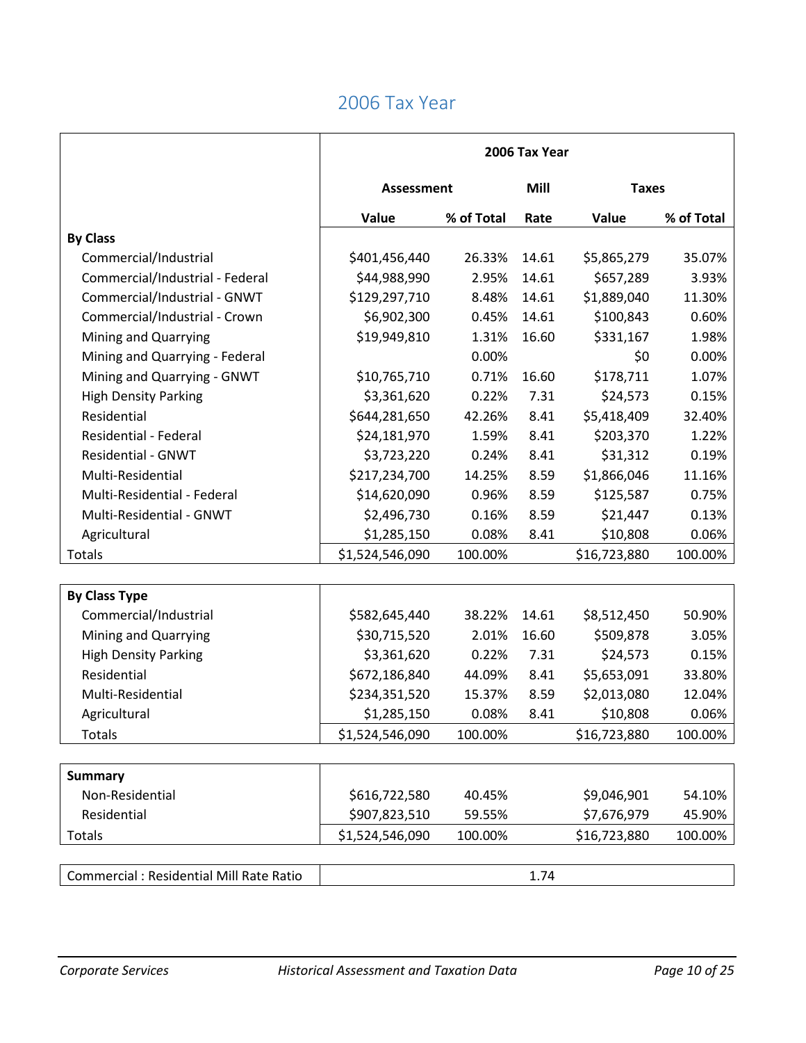# 2006 Tax Year

| | 2006 Tax Year | | | | |
|---|---|---|---|---|---|
| | Assessment | | Mill | Taxes | |
| | Value | % of Total | Rate | Value | % of Total |
| **By Class** | | | | | |
| Commercial/Industrial | $401,456,440 | 26.33% | 14.61 | $5,865,279 | 35.07% |
| Commercial/Industrial - Federal | $44,988,990 | 2.95% | 14.61 | $657,289 | 3.93% |
| Commercial/Industrial - GNWT | $129,297,710 | 8.48% | 14.61 | $1,889,040 | 11.30% |
| Commercial/Industrial - Crown | $6,902,300 | 0.45% | 14.61 | $100,843 | 0.60% |
| Mining and Quarrying | $19,949,810 | 1.31% | 16.60 | $331,167 | 1.98% |
| Mining and Quarrying - Federal | | 0.00% | | $0 | 0.00% |
| Mining and Quarrying - GNWT | $10,765,710 | 0.71% | 16.60 | $178,711 | 1.07% |
| High Density Parking | $3,361,620 | 0.22% | 7.31 | $24,573 | 0.15% |
| Residential | $644,281,650 | 42.26% | 8.41 | $5,418,409 | 32.40% |
| Residential - Federal | $24,181,970 | 1.59% | 8.41 | $203,370 | 1.22% |
| Residential - GNWT | $3,723,220 | 0.24% | 8.41 | $31,312 | 0.19% |
| Multi-Residential | $217,234,700 | 14.25% | 8.59 | $1,866,046 | 11.16% |
| Multi-Residential - Federal | $14,620,090 | 0.96% | 8.59 | $125,587 | 0.75% |
| Multi-Residential - GNWT | $2,496,730 | 0.16% | 8.59 | $21,447 | 0.13% |
| Agricultural | $1,285,150 | 0.08% | 8.41 | $10,808 | 0.06% |
| Totals | $1,524,546,090 | 100.00% | | $16,723,880 | 100.00% |
| **By Class Type** | | | | | |
| Commercial/Industrial | $582,645,440 | 38.22% | 14.61 | $8,512,450 | 50.90% |
| Mining and Quarrying | $30,715,520 | 2.01% | 16.60 | $509,878 | 3.05% |
| High Density Parking | $3,361,620 | 0.22% | 7.31 | $24,573 | 0.15% |
| Residential | $672,186,840 | 44.09% | 8.41 | $5,653,091 | 33.80% |
| Multi-Residential | $234,351,520 | 15.37% | 8.59 | $2,013,080 | 12.04% |
| Agricultural | $1,285,150 | 0.08% | 8.41 | $10,808 | 0.06% |
| Totals | $1,524,546,090 | 100.00% | | $16,723,880 | 100.00% |
| **Summary** | | | | | |
| Non-Residential | $616,722,580 | 40.45% | | $9,046,901 | 54.10% |
| Residential | $907,823,510 | 59.55% | | $7,676,979 | 45.90% |
| Totals | $1,524,546,090 | 100.00% | | $16,723,880 | 100.00% |

| Commercial : Residential Mill Rate Ratio | 1.74 |
|---|---|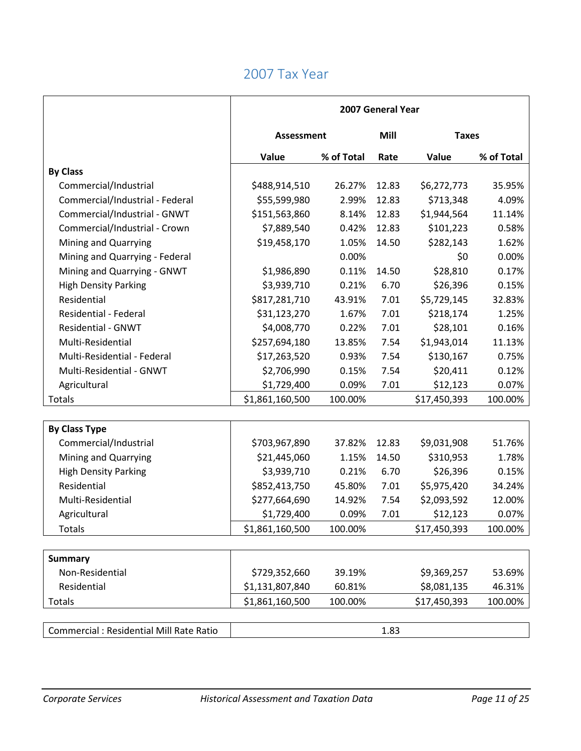# 2007 Tax Year

| | 2007 General Year | | | | |
|---|---|---|---|---|---|
| | Assessment | | Mill | Taxes | |
| | Value | % of Total | Rate | Value | % of Total |
| **By Class** | | | | | |
| Commercial/Industrial | $488,914,510 | 26.27% | 12.83 | $6,272,773 | 35.95% |
| Commercial/Industrial - Federal | $55,599,980 | 2.99% | 12.83 | $713,348 | 4.09% |
| Commercial/Industrial - GNWT | $151,563,860 | 8.14% | 12.83 | $1,944,564 | 11.14% |
| Commercial/Industrial - Crown | $7,889,540 | 0.42% | 12.83 | $101,223 | 0.58% |
| Mining and Quarrying | $19,458,170 | 1.05% | 14.50 | $282,143 | 1.62% |
| Mining and Quarrying - Federal | | 0.00% | | $0 | 0.00% |
| Mining and Quarrying - GNWT | $1,986,890 | 0.11% | 14.50 | $28,810 | 0.17% |
| High Density Parking | $3,939,710 | 0.21% | 6.70 | $26,396 | 0.15% |
| Residential | $817,281,710 | 43.91% | 7.01 | $5,729,145 | 32.83% |
| Residential - Federal | $31,123,270 | 1.67% | 7.01 | $218,174 | 1.25% |
| Residential - GNWT | $4,008,770 | 0.22% | 7.01 | $28,101 | 0.16% |
| Multi-Residential | $257,694,180 | 13.85% | 7.54 | $1,943,014 | 11.13% |
| Multi-Residential - Federal | $17,263,520 | 0.93% | 7.54 | $130,167 | 0.75% |
| Multi-Residential - GNWT | $2,706,990 | 0.15% | 7.54 | $20,411 | 0.12% |
| Agricultural | $1,729,400 | 0.09% | 7.01 | $12,123 | 0.07% |
| Totals | $1,861,160,500 | 100.00% | | $17,450,393 | 100.00% |

| **By Class Type** | | | | | |
|---|---|---|---|---|---|
| Commercial/Industrial | $703,967,890 | 37.82% | 12.83 | $9,031,908 | 51.76% |
| Mining and Quarrying | $21,445,060 | 1.15% | 14.50 | $310,953 | 1.78% |
| High Density Parking | $3,939,710 | 0.21% | 6.70 | $26,396 | 0.15% |
| Residential | $852,413,750 | 45.80% | 7.01 | $5,975,420 | 34.24% |
| Multi-Residential | $277,664,690 | 14.92% | 7.54 | $2,093,592 | 12.00% |
| Agricultural | $1,729,400 | 0.09% | 7.01 | $12,123 | 0.07% |
| Totals | $1,861,160,500 | 100.00% | | $17,450,393 | 100.00% |

| **Summary** | | | | | |
|---|---|---|---|---|---|
| Non-Residential | $729,352,660 | 39.19% | | $9,369,257 | 53.69% |
| Residential | $1,131,807,840 | 60.81% | | $8,081,135 | 46.31% |
| Totals | $1,861,160,500 | 100.00% | | $17,450,393 | 100.00% |

| Commercial : Residential Mill Rate Ratio | 1.83 |
|---|---|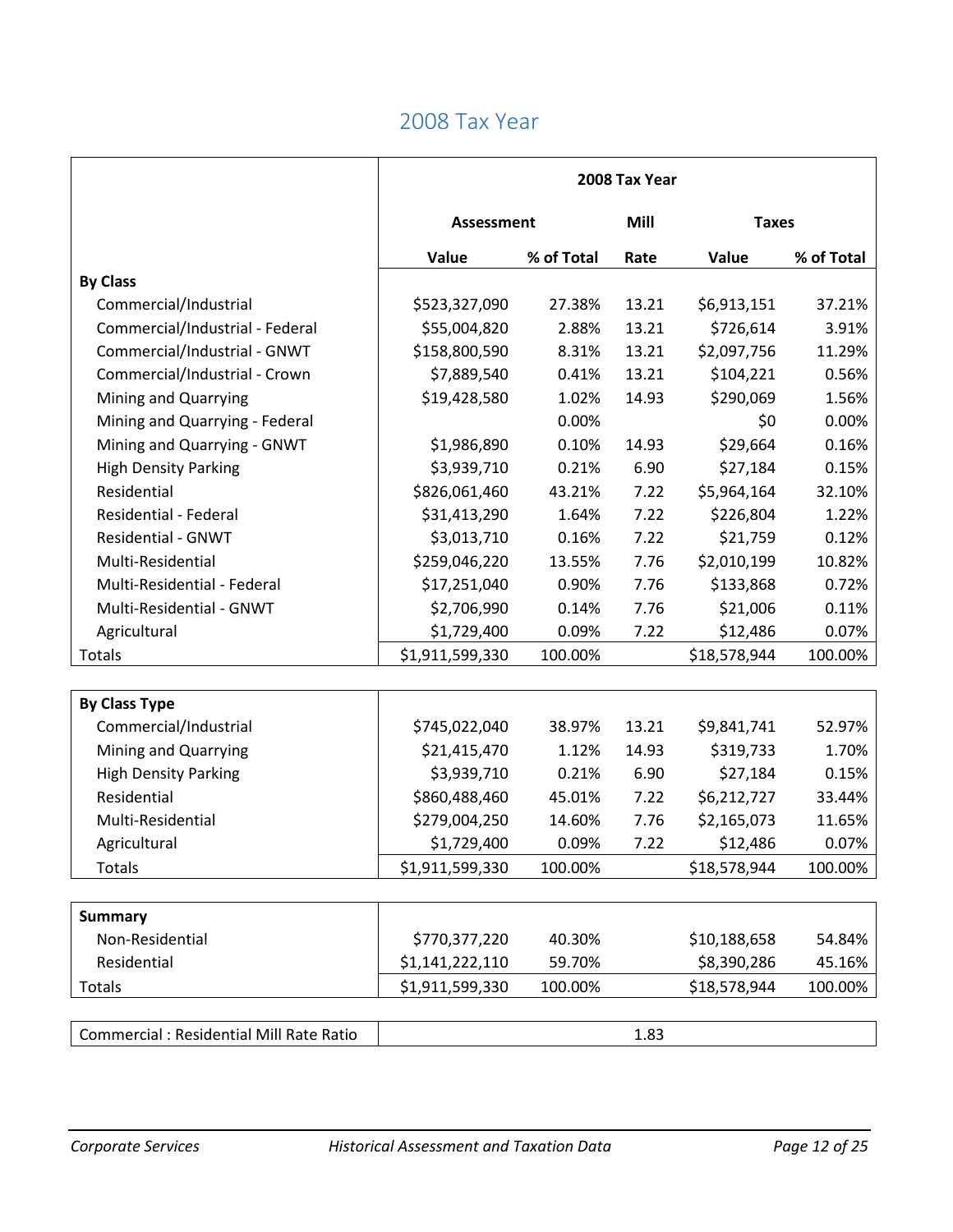# 2008 Tax Year

| | 2008 Tax Year | | | | |
|---|---|---|---|---|---|
| | Assessment | | Mill | Taxes | |
| | Value | % of Total | Rate | Value | % of Total |
| **By Class** | | | | | |
| Commercial/Industrial | $523,327,090 | 27.38% | 13.21 | $6,913,151 | 37.21% |
| Commercial/Industrial - Federal | $55,004,820 | 2.88% | 13.21 | $726,614 | 3.91% |
| Commercial/Industrial - GNWT | $158,800,590 | 8.31% | 13.21 | $2,097,756 | 11.29% |
| Commercial/Industrial - Crown | $7,889,540 | 0.41% | 13.21 | $104,221 | 0.56% |
| Mining and Quarrying | $19,428,580 | 1.02% | 14.93 | $290,069 | 1.56% |
| Mining and Quarrying - Federal | | 0.00% | | $0 | 0.00% |
| Mining and Quarrying - GNWT | $1,986,890 | 0.10% | 14.93 | $29,664 | 0.16% |
| High Density Parking | $3,939,710 | 0.21% | 6.90 | $27,184 | 0.15% |
| Residential | $826,061,460 | 43.21% | 7.22 | $5,964,164 | 32.10% |
| Residential - Federal | $31,413,290 | 1.64% | 7.22 | $226,804 | 1.22% |
| Residential - GNWT | $3,013,710 | 0.16% | 7.22 | $21,759 | 0.12% |
| Multi-Residential | $259,046,220 | 13.55% | 7.76 | $2,010,199 | 10.82% |
| Multi-Residential - Federal | $17,251,040 | 0.90% | 7.76 | $133,868 | 0.72% |
| Multi-Residential - GNWT | $2,706,990 | 0.14% | 7.76 | $21,006 | 0.11% |
| Agricultural | $1,729,400 | 0.09% | 7.22 | $12,486 | 0.07% |
| Totals | $1,911,599,330 | 100.00% | | $18,578,944 | 100.00% |

| **By Class Type** | | | | | |
|---|---|---|---|---|---|
| Commercial/Industrial | $745,022,040 | 38.97% | 13.21 | $9,841,741 | 52.97% |
| Mining and Quarrying | $21,415,470 | 1.12% | 14.93 | $319,733 | 1.70% |
| High Density Parking | $3,939,710 | 0.21% | 6.90 | $27,184 | 0.15% |
| Residential | $860,488,460 | 45.01% | 7.22 | $6,212,727 | 33.44% |
| Multi-Residential | $279,004,250 | 14.60% | 7.76 | $2,165,073 | 11.65% |
| Agricultural | $1,729,400 | 0.09% | 7.22 | $12,486 | 0.07% |
| Totals | $1,911,599,330 | 100.00% | | $18,578,944 | 100.00% |

| **Summary** | | | | | |
|---|---|---|---|---|---|
| Non-Residential | $770,377,220 | 40.30% | | $10,188,658 | 54.84% |
| Residential | $1,141,222,110 | 59.70% | | $8,390,286 | 45.16% |
| Totals | $1,911,599,330 | 100.00% | | $18,578,944 | 100.00% |

| Commercial : Residential Mill Rate Ratio | 1.83 |
|---|---|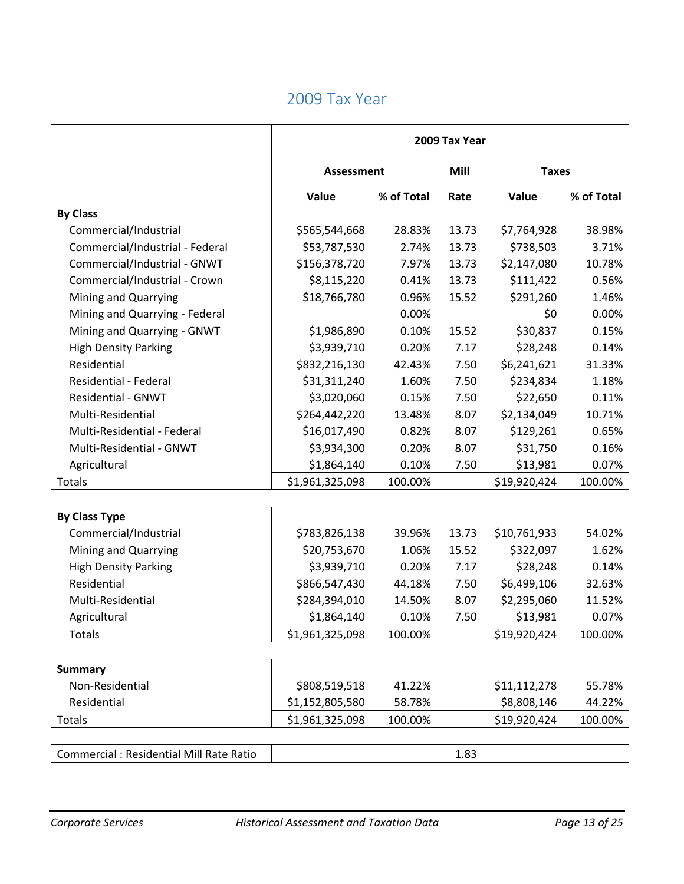## 2009 Tax Year

| | 2009 Tax Year | | | | |
|---|---|---|---|---|---|
| | Assessment | | Mill | Taxes | |
| | Value | % of Total | Rate | Value | % of Total |
| **By Class** | | | | | |
| Commercial/Industrial | $565,544,668 | 28.83% | 13.73 | $7,764,928 | 38.98% |
| Commercial/Industrial - Federal | $53,787,530 | 2.74% | 13.73 | $738,503 | 3.71% |
| Commercial/Industrial - GNWT | $156,378,720 | 7.97% | 13.73 | $2,147,080 | 10.78% |
| Commercial/Industrial - Crown | $8,115,220 | 0.41% | 13.73 | $111,422 | 0.56% |
| Mining and Quarrying | $18,766,780 | 0.96% | 15.52 | $291,260 | 1.46% |
| Mining and Quarrying - Federal | | 0.00% | | $0 | 0.00% |
| Mining and Quarrying - GNWT | $1,986,890 | 0.10% | 15.52 | $30,837 | 0.15% |
| High Density Parking | $3,939,710 | 0.20% | 7.17 | $28,248 | 0.14% |
| Residential | $832,216,130 | 42.43% | 7.50 | $6,241,621 | 31.33% |
| Residential - Federal | $31,311,240 | 1.60% | 7.50 | $234,834 | 1.18% |
| Residential - GNWT | $3,020,060 | 0.15% | 7.50 | $22,650 | 0.11% |
| Multi-Residential | $264,442,220 | 13.48% | 8.07 | $2,134,049 | 10.71% |
| Multi-Residential - Federal | $16,017,490 | 0.82% | 8.07 | $129,261 | 0.65% |
| Multi-Residential - GNWT | $3,934,300 | 0.20% | 8.07 | $31,750 | 0.16% |
| Agricultural | $1,864,140 | 0.10% | 7.50 | $13,981 | 0.07% |
| Totals | $1,961,325,098 | 100.00% | | $19,920,424 | 100.00% |

| **By Class Type** | Value | % of Total | Rate | Value | % of Total |
|---|---|---|---|---|---|
| Commercial/Industrial | $783,826,138 | 39.96% | 13.73 | $10,761,933 | 54.02% |
| Mining and Quarrying | $20,753,670 | 1.06% | 15.52 | $322,097 | 1.62% |
| High Density Parking | $3,939,710 | 0.20% | 7.17 | $28,248 | 0.14% |
| Residential | $866,547,430 | 44.18% | 7.50 | $6,499,106 | 32.63% |
| Multi-Residential | $284,394,010 | 14.50% | 8.07 | $2,295,060 | 11.52% |
| Agricultural | $1,864,140 | 0.10% | 7.50 | $13,981 | 0.07% |
| Totals | $1,961,325,098 | 100.00% | | $19,920,424 | 100.00% |

| **Summary** | Value | % of Total | Rate | Value | % of Total |
|---|---|---|---|---|---|
| Non-Residential | $808,519,518 | 41.22% | | $11,112,278 | 55.78% |
| Residential | $1,152,805,580 | 58.78% | | $8,808,146 | 44.22% |
| Totals | $1,961,325,098 | 100.00% | | $19,920,424 | 100.00% |

| Commercial : Residential Mill Rate Ratio | 1.83 |
|---|---|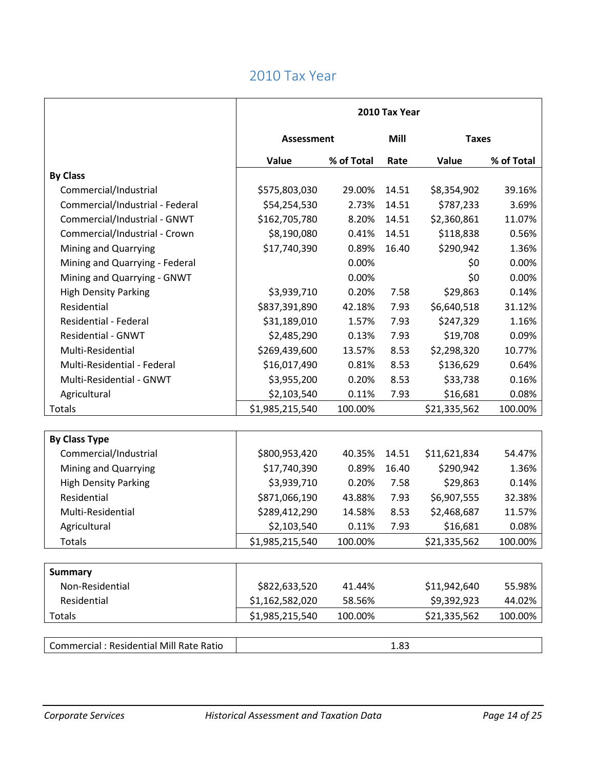# 2010 Tax Year

| | 2010 Tax Year | | | | |
|---|---|---|---|---|---|
| | Assessment | | Mill | Taxes | |
| | Value | % of Total | Rate | Value | % of Total |
| **By Class** | | | | | |
| Commercial/Industrial | $575,803,030 | 29.00% | 14.51 | $8,354,902 | 39.16% |
| Commercial/Industrial - Federal | $54,254,530 | 2.73% | 14.51 | $787,233 | 3.69% |
| Commercial/Industrial - GNWT | $162,705,780 | 8.20% | 14.51 | $2,360,861 | 11.07% |
| Commercial/Industrial - Crown | $8,190,080 | 0.41% | 14.51 | $118,838 | 0.56% |
| Mining and Quarrying | $17,740,390 | 0.89% | 16.40 | $290,942 | 1.36% |
| Mining and Quarrying - Federal | | 0.00% | | $0 | 0.00% |
| Mining and Quarrying - GNWT | | 0.00% | | $0 | 0.00% |
| High Density Parking | $3,939,710 | 0.20% | 7.58 | $29,863 | 0.14% |
| Residential | $837,391,890 | 42.18% | 7.93 | $6,640,518 | 31.12% |
| Residential - Federal | $31,189,010 | 1.57% | 7.93 | $247,329 | 1.16% |
| Residential - GNWT | $2,485,290 | 0.13% | 7.93 | $19,708 | 0.09% |
| Multi-Residential | $269,439,600 | 13.57% | 8.53 | $2,298,320 | 10.77% |
| Multi-Residential - Federal | $16,017,490 | 0.81% | 8.53 | $136,629 | 0.64% |
| Multi-Residential - GNWT | $3,955,200 | 0.20% | 8.53 | $33,738 | 0.16% |
| Agricultural | $2,103,540 | 0.11% | 7.93 | $16,681 | 0.08% |
| Totals | $1,985,215,540 | 100.00% | | $21,335,562 | 100.00% |

| **By Class Type** | | | | | |
|---|---|---|---|---|---|
| Commercial/Industrial | $800,953,420 | 40.35% | 14.51 | $11,621,834 | 54.47% |
| Mining and Quarrying | $17,740,390 | 0.89% | 16.40 | $290,942 | 1.36% |
| High Density Parking | $3,939,710 | 0.20% | 7.58 | $29,863 | 0.14% |
| Residential | $871,066,190 | 43.88% | 7.93 | $6,907,555 | 32.38% |
| Multi-Residential | $289,412,290 | 14.58% | 8.53 | $2,468,687 | 11.57% |
| Agricultural | $2,103,540 | 0.11% | 7.93 | $16,681 | 0.08% |
| Totals | $1,985,215,540 | 100.00% | | $21,335,562 | 100.00% |

| **Summary** | | | | | |
|---|---|---|---|---|---|
| Non-Residential | $822,633,520 | 41.44% | | $11,942,640 | 55.98% |
| Residential | $1,162,582,020 | 58.56% | | $9,392,923 | 44.02% |
| Totals | $1,985,215,540 | 100.00% | | $21,335,562 | 100.00% |

| Commercial : Residential Mill Rate Ratio | 1.83 |
|---|---|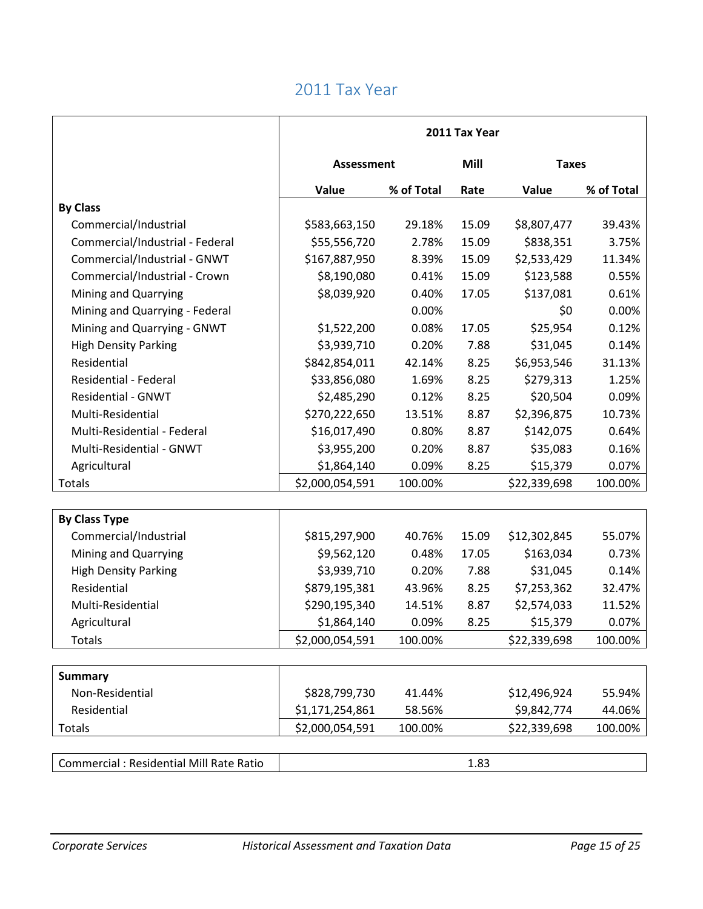# 2011 Tax Year

| | 2011 Tax Year | | | | |
|---|---|---|---|---|---|
| | Assessment | | Mill | Taxes | |
| | Value | % of Total | Rate | Value | % of Total |
| **By Class** | | | | | |
| Commercial/Industrial | $583,663,150 | 29.18% | 15.09 | $8,807,477 | 39.43% |
| Commercial/Industrial - Federal | $55,556,720 | 2.78% | 15.09 | $838,351 | 3.75% |
| Commercial/Industrial - GNWT | $167,887,950 | 8.39% | 15.09 | $2,533,429 | 11.34% |
| Commercial/Industrial - Crown | $8,190,080 | 0.41% | 15.09 | $123,588 | 0.55% |
| Mining and Quarrying | $8,039,920 | 0.40% | 17.05 | $137,081 | 0.61% |
| Mining and Quarrying - Federal | | 0.00% | | $0 | 0.00% |
| Mining and Quarrying - GNWT | $1,522,200 | 0.08% | 17.05 | $25,954 | 0.12% |
| High Density Parking | $3,939,710 | 0.20% | 7.88 | $31,045 | 0.14% |
| Residential | $842,854,011 | 42.14% | 8.25 | $6,953,546 | 31.13% |
| Residential - Federal | $33,856,080 | 1.69% | 8.25 | $279,313 | 1.25% |
| Residential - GNWT | $2,485,290 | 0.12% | 8.25 | $20,504 | 0.09% |
| Multi-Residential | $270,222,650 | 13.51% | 8.87 | $2,396,875 | 10.73% |
| Multi-Residential - Federal | $16,017,490 | 0.80% | 8.87 | $142,075 | 0.64% |
| Multi-Residential - GNWT | $3,955,200 | 0.20% | 8.87 | $35,083 | 0.16% |
| Agricultural | $1,864,140 | 0.09% | 8.25 | $15,379 | 0.07% |
| Totals | $2,000,054,591 | 100.00% | | $22,339,698 | 100.00% |

| **By Class Type** | | | | | |
|---|---|---|---|---|---|
| Commercial/Industrial | $815,297,900 | 40.76% | 15.09 | $12,302,845 | 55.07% |
| Mining and Quarrying | $9,562,120 | 0.48% | 17.05 | $163,034 | 0.73% |
| High Density Parking | $3,939,710 | 0.20% | 7.88 | $31,045 | 0.14% |
| Residential | $879,195,381 | 43.96% | 8.25 | $7,253,362 | 32.47% |
| Multi-Residential | $290,195,340 | 14.51% | 8.87 | $2,574,033 | 11.52% |
| Agricultural | $1,864,140 | 0.09% | 8.25 | $15,379 | 0.07% |
| Totals | $2,000,054,591 | 100.00% | | $22,339,698 | 100.00% |

| **Summary** | | | | | |
|---|---|---|---|---|---|
| Non-Residential | $828,799,730 | 41.44% | | $12,496,924 | 55.94% |
| Residential | $1,171,254,861 | 58.56% | | $9,842,774 | 44.06% |
| Totals | $2,000,054,591 | 100.00% | | $22,339,698 | 100.00% |

| Commercial : Residential Mill Rate Ratio | 1.83 |
|---|---|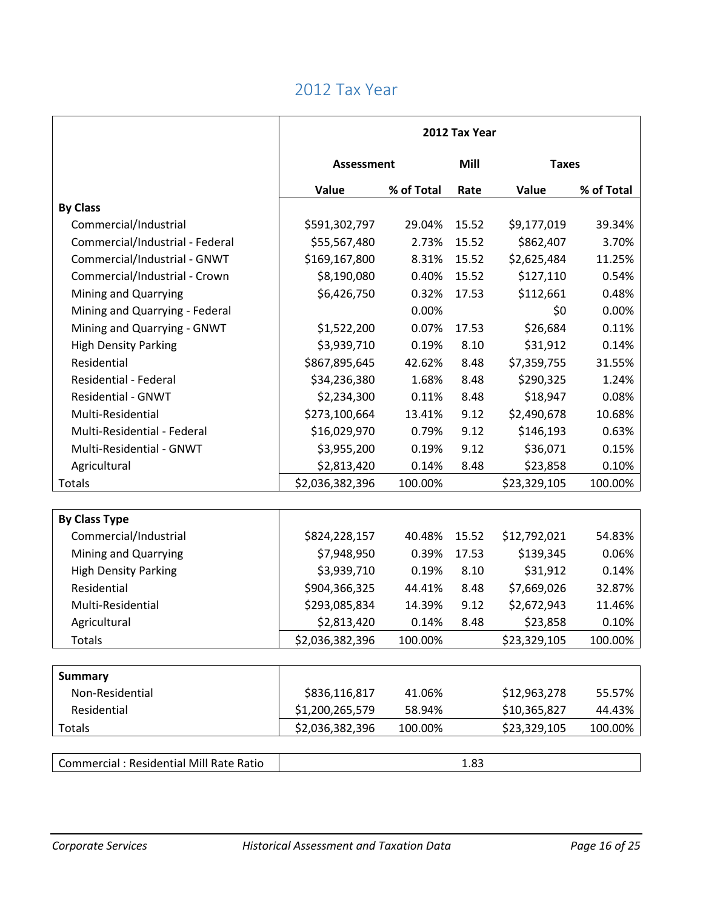# 2012 Tax Year

| | 2012 Tax Year | | | | |
|---|---|---|---|---|---|
| | Assessment | | Mill | Taxes | |
| | Value | % of Total | Rate | Value | % of Total |
| **By Class** | | | | | |
| Commercial/Industrial | $591,302,797 | 29.04% | 15.52 | $9,177,019 | 39.34% |
| Commercial/Industrial - Federal | $55,567,480 | 2.73% | 15.52 | $862,407 | 3.70% |
| Commercial/Industrial - GNWT | $169,167,800 | 8.31% | 15.52 | $2,625,484 | 11.25% |
| Commercial/Industrial - Crown | $8,190,080 | 0.40% | 15.52 | $127,110 | 0.54% |
| Mining and Quarrying | $6,426,750 | 0.32% | 17.53 | $112,661 | 0.48% |
| Mining and Quarrying - Federal | | 0.00% | | $0 | 0.00% |
| Mining and Quarrying - GNWT | $1,522,200 | 0.07% | 17.53 | $26,684 | 0.11% |
| High Density Parking | $3,939,710 | 0.19% | 8.10 | $31,912 | 0.14% |
| Residential | $867,895,645 | 42.62% | 8.48 | $7,359,755 | 31.55% |
| Residential - Federal | $34,236,380 | 1.68% | 8.48 | $290,325 | 1.24% |
| Residential - GNWT | $2,234,300 | 0.11% | 8.48 | $18,947 | 0.08% |
| Multi-Residential | $273,100,664 | 13.41% | 9.12 | $2,490,678 | 10.68% |
| Multi-Residential - Federal | $16,029,970 | 0.79% | 9.12 | $146,193 | 0.63% |
| Multi-Residential - GNWT | $3,955,200 | 0.19% | 9.12 | $36,071 | 0.15% |
| Agricultural | $2,813,420 | 0.14% | 8.48 | $23,858 | 0.10% |
| Totals | $2,036,382,396 | 100.00% | | $23,329,105 | 100.00% |

| **By Class Type** | | | | | |
|---|---|---|---|---|---|
| Commercial/Industrial | $824,228,157 | 40.48% | 15.52 | $12,792,021 | 54.83% |
| Mining and Quarrying | $7,948,950 | 0.39% | 17.53 | $139,345 | 0.06% |
| High Density Parking | $3,939,710 | 0.19% | 8.10 | $31,912 | 0.14% |
| Residential | $904,366,325 | 44.41% | 8.48 | $7,669,026 | 32.87% |
| Multi-Residential | $293,085,834 | 14.39% | 9.12 | $2,672,943 | 11.46% |
| Agricultural | $2,813,420 | 0.14% | 8.48 | $23,858 | 0.10% |
| Totals | $2,036,382,396 | 100.00% | | $23,329,105 | 100.00% |

| **Summary** | | | | | |
|---|---|---|---|---|---|
| Non-Residential | $836,116,817 | 41.06% | | $12,963,278 | 55.57% |
| Residential | $1,200,265,579 | 58.94% | | $10,365,827 | 44.43% |
| Totals | $2,036,382,396 | 100.00% | | $23,329,105 | 100.00% |

| Commercial : Residential Mill Rate Ratio | 1.83 |
|---|---|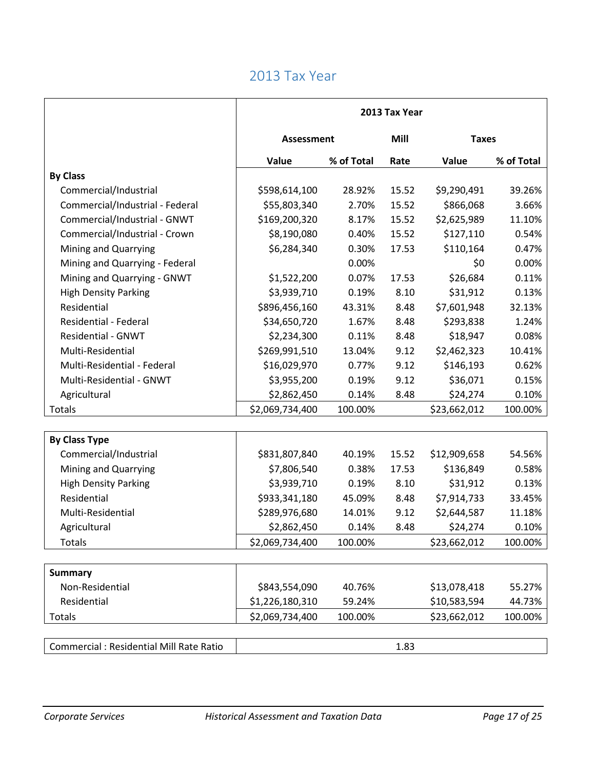## 2013 Tax Year

| | 2013 Tax Year | | | | |
|---|---|---|---|---|---|
| | Assessment | | Mill | Taxes | |
| | Value | % of Total | Rate | Value | % of Total |
| **By Class** | | | | | |
| Commercial/Industrial | $598,614,100 | 28.92% | 15.52 | $9,290,491 | 39.26% |
| Commercial/Industrial - Federal | $55,803,340 | 2.70% | 15.52 | $866,068 | 3.66% |
| Commercial/Industrial - GNWT | $169,200,320 | 8.17% | 15.52 | $2,625,989 | 11.10% |
| Commercial/Industrial - Crown | $8,190,080 | 0.40% | 15.52 | $127,110 | 0.54% |
| Mining and Quarrying | $6,284,340 | 0.30% | 17.53 | $110,164 | 0.47% |
| Mining and Quarrying - Federal | | 0.00% | | $0 | 0.00% |
| Mining and Quarrying - GNWT | $1,522,200 | 0.07% | 17.53 | $26,684 | 0.11% |
| High Density Parking | $3,939,710 | 0.19% | 8.10 | $31,912 | 0.13% |
| Residential | $896,456,160 | 43.31% | 8.48 | $7,601,948 | 32.13% |
| Residential - Federal | $34,650,720 | 1.67% | 8.48 | $293,838 | 1.24% |
| Residential - GNWT | $2,234,300 | 0.11% | 8.48 | $18,947 | 0.08% |
| Multi-Residential | $269,991,510 | 13.04% | 9.12 | $2,462,323 | 10.41% |
| Multi-Residential - Federal | $16,029,970 | 0.77% | 9.12 | $146,193 | 0.62% |
| Multi-Residential - GNWT | $3,955,200 | 0.19% | 9.12 | $36,071 | 0.15% |
| Agricultural | $2,862,450 | 0.14% | 8.48 | $24,274 | 0.10% |
| Totals | $2,069,734,400 | 100.00% | | $23,662,012 | 100.00% |

| **By Class Type** | | | | | |
|---|---|---|---|---|---|
| Commercial/Industrial | $831,807,840 | 40.19% | 15.52 | $12,909,658 | 54.56% |
| Mining and Quarrying | $7,806,540 | 0.38% | 17.53 | $136,849 | 0.58% |
| High Density Parking | $3,939,710 | 0.19% | 8.10 | $31,912 | 0.13% |
| Residential | $933,341,180 | 45.09% | 8.48 | $7,914,733 | 33.45% |
| Multi-Residential | $289,976,680 | 14.01% | 9.12 | $2,644,587 | 11.18% |
| Agricultural | $2,862,450 | 0.14% | 8.48 | $24,274 | 0.10% |
| Totals | $2,069,734,400 | 100.00% | | $23,662,012 | 100.00% |

| **Summary** | | | | | |
|---|---|---|---|---|---|
| Non-Residential | $843,554,090 | 40.76% | | $13,078,418 | 55.27% |
| Residential | $1,226,180,310 | 59.24% | | $10,583,594 | 44.73% |
| Totals | $2,069,734,400 | 100.00% | | $23,662,012 | 100.00% |

| Commercial : Residential Mill Rate Ratio | 1.83 |
|---|---|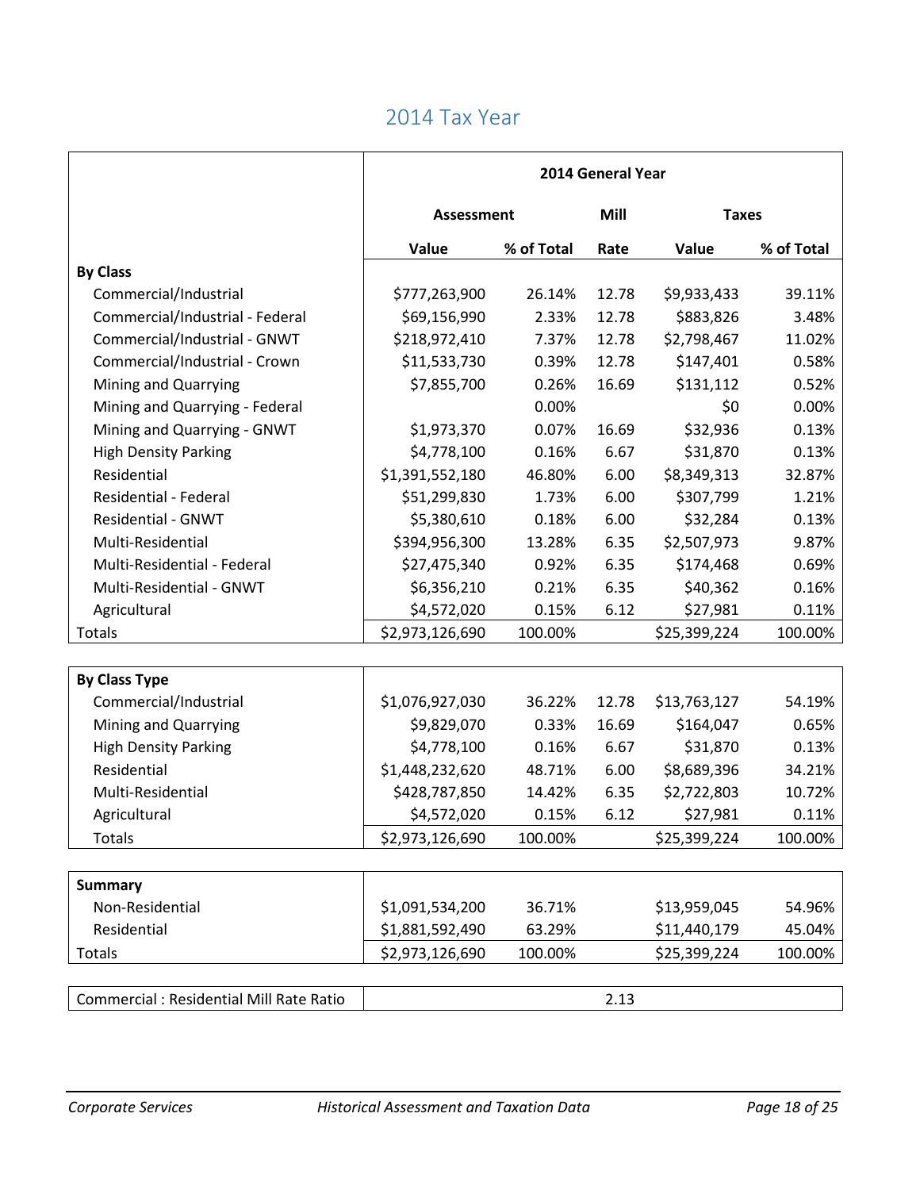# 2014 Tax Year

| | 2014 General Year | | | | |
|---|---|---|---|---|---|
| | Assessment | | Mill | Taxes | |
| | Value | % of Total | Rate | Value | % of Total |
| **By Class** | | | | | |
| Commercial/Industrial | $777,263,900 | 26.14% | 12.78 | $9,933,433 | 39.11% |
| Commercial/Industrial - Federal | $69,156,990 | 2.33% | 12.78 | $883,826 | 3.48% |
| Commercial/Industrial - GNWT | $218,972,410 | 7.37% | 12.78 | $2,798,467 | 11.02% |
| Commercial/Industrial - Crown | $11,533,730 | 0.39% | 12.78 | $147,401 | 0.58% |
| Mining and Quarrying | $7,855,700 | 0.26% | 16.69 | $131,112 | 0.52% |
| Mining and Quarrying - Federal | | 0.00% | | $0 | 0.00% |
| Mining and Quarrying - GNWT | $1,973,370 | 0.07% | 16.69 | $32,936 | 0.13% |
| High Density Parking | $4,778,100 | 0.16% | 6.67 | $31,870 | 0.13% |
| Residential | $1,391,552,180 | 46.80% | 6.00 | $8,349,313 | 32.87% |
| Residential - Federal | $51,299,830 | 1.73% | 6.00 | $307,799 | 1.21% |
| Residential - GNWT | $5,380,610 | 0.18% | 6.00 | $32,284 | 0.13% |
| Multi-Residential | $394,956,300 | 13.28% | 6.35 | $2,507,973 | 9.87% |
| Multi-Residential - Federal | $27,475,340 | 0.92% | 6.35 | $174,468 | 0.69% |
| Multi-Residential - GNWT | $6,356,210 | 0.21% | 6.35 | $40,362 | 0.16% |
| Agricultural | $4,572,020 | 0.15% | 6.12 | $27,981 | 0.11% |
| Totals | $2,973,126,690 | 100.00% | | $25,399,224 | 100.00% |

| **By Class Type** | | | | | |
|---|---|---|---|---|---|
| Commercial/Industrial | $1,076,927,030 | 36.22% | 12.78 | $13,763,127 | 54.19% |
| Mining and Quarrying | $9,829,070 | 0.33% | 16.69 | $164,047 | 0.65% |
| High Density Parking | $4,778,100 | 0.16% | 6.67 | $31,870 | 0.13% |
| Residential | $1,448,232,620 | 48.71% | 6.00 | $8,689,396 | 34.21% |
| Multi-Residential | $428,787,850 | 14.42% | 6.35 | $2,722,803 | 10.72% |
| Agricultural | $4,572,020 | 0.15% | 6.12 | $27,981 | 0.11% |
| Totals | $2,973,126,690 | 100.00% | | $25,399,224 | 100.00% |

| **Summary** | | | | | |
|---|---|---|---|---|---|
| Non-Residential | $1,091,534,200 | 36.71% | | $13,959,045 | 54.96% |
| Residential | $1,881,592,490 | 63.29% | | $11,440,179 | 45.04% |
| Totals | $2,973,126,690 | 100.00% | | $25,399,224 | 100.00% |

| Commercial : Residential Mill Rate Ratio | 2.13 |
|---|---|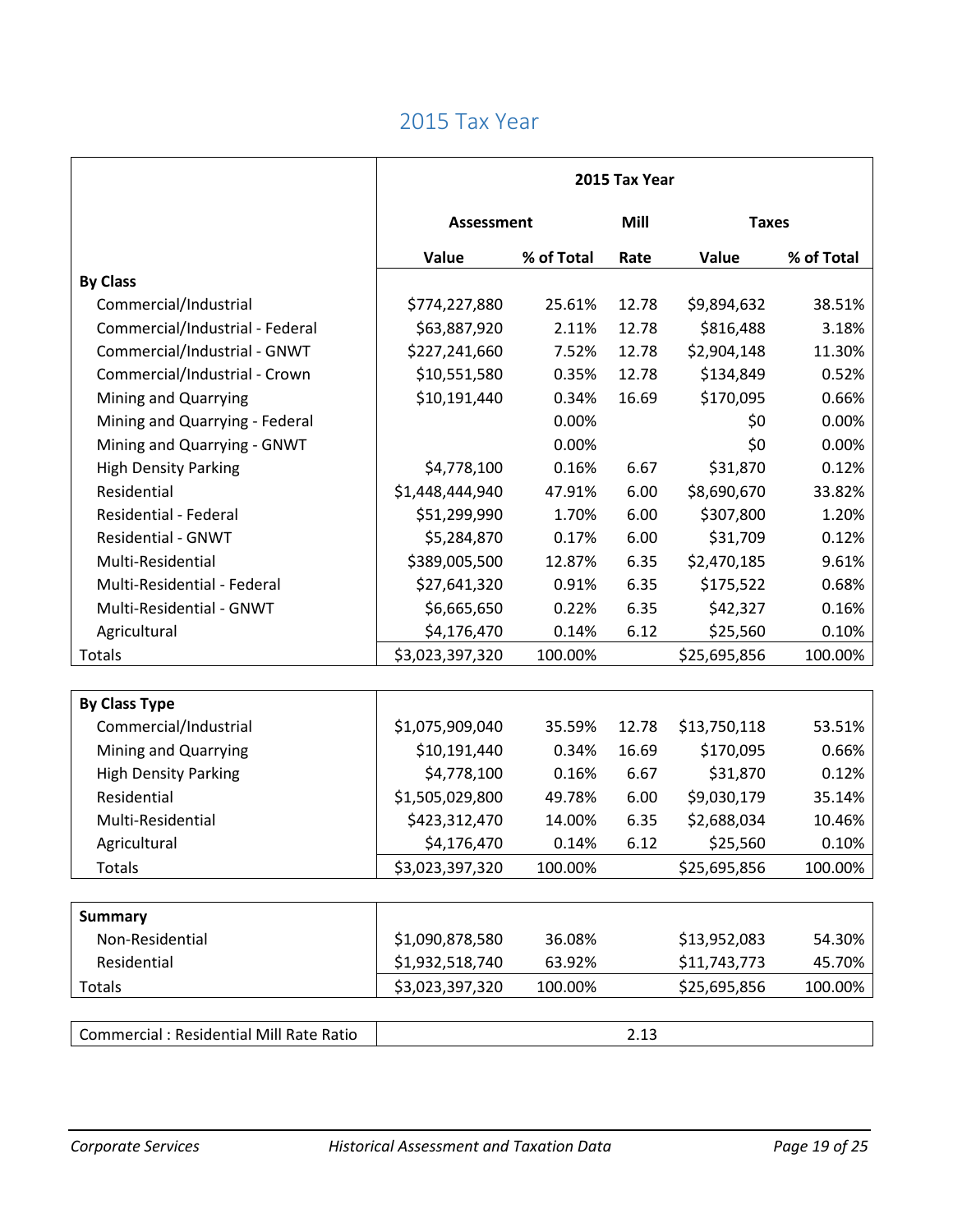## 2015 Tax Year

| | 2015 Tax Year | | | | |
|---|---|---|---|---|---|
| | Assessment | | Mill | Taxes | |
| | Value | % of Total | Rate | Value | % of Total |
| **By Class** | | | | | |
| Commercial/Industrial | $774,227,880 | 25.61% | 12.78 | $9,894,632 | 38.51% |
| Commercial/Industrial - Federal | $63,887,920 | 2.11% | 12.78 | $816,488 | 3.18% |
| Commercial/Industrial - GNWT | $227,241,660 | 7.52% | 12.78 | $2,904,148 | 11.30% |
| Commercial/Industrial - Crown | $10,551,580 | 0.35% | 12.78 | $134,849 | 0.52% |
| Mining and Quarrying | $10,191,440 | 0.34% | 16.69 | $170,095 | 0.66% |
| Mining and Quarrying - Federal | | 0.00% | | $0 | 0.00% |
| Mining and Quarrying - GNWT | | 0.00% | | $0 | 0.00% |
| High Density Parking | $4,778,100 | 0.16% | 6.67 | $31,870 | 0.12% |
| Residential | $1,448,444,940 | 47.91% | 6.00 | $8,690,670 | 33.82% |
| Residential - Federal | $51,299,990 | 1.70% | 6.00 | $307,800 | 1.20% |
| Residential - GNWT | $5,284,870 | 0.17% | 6.00 | $31,709 | 0.12% |
| Multi-Residential | $389,005,500 | 12.87% | 6.35 | $2,470,185 | 9.61% |
| Multi-Residential - Federal | $27,641,320 | 0.91% | 6.35 | $175,522 | 0.68% |
| Multi-Residential - GNWT | $6,665,650 | 0.22% | 6.35 | $42,327 | 0.16% |
| Agricultural | $4,176,470 | 0.14% | 6.12 | $25,560 | 0.10% |
| Totals | $3,023,397,320 | 100.00% | | $25,695,856 | 100.00% |

| **By Class Type** | | | | | |
|---|---|---|---|---|---|
| Commercial/Industrial | $1,075,909,040 | 35.59% | 12.78 | $13,750,118 | 53.51% |
| Mining and Quarrying | $10,191,440 | 0.34% | 16.69 | $170,095 | 0.66% |
| High Density Parking | $4,778,100 | 0.16% | 6.67 | $31,870 | 0.12% |
| Residential | $1,505,029,800 | 49.78% | 6.00 | $9,030,179 | 35.14% |
| Multi-Residential | $423,312,470 | 14.00% | 6.35 | $2,688,034 | 10.46% |
| Agricultural | $4,176,470 | 0.14% | 6.12 | $25,560 | 0.10% |
| Totals | $3,023,397,320 | 100.00% | | $25,695,856 | 100.00% |

| **Summary** | | | | | |
|---|---|---|---|---|---|
| Non-Residential | $1,090,878,580 | 36.08% | | $13,952,083 | 54.30% |
| Residential | $1,932,518,740 | 63.92% | | $11,743,773 | 45.70% |
| Totals | $3,023,397,320 | 100.00% | | $25,695,856 | 100.00% |

| Commercial : Residential Mill Rate Ratio | 2.13 |
|---|---|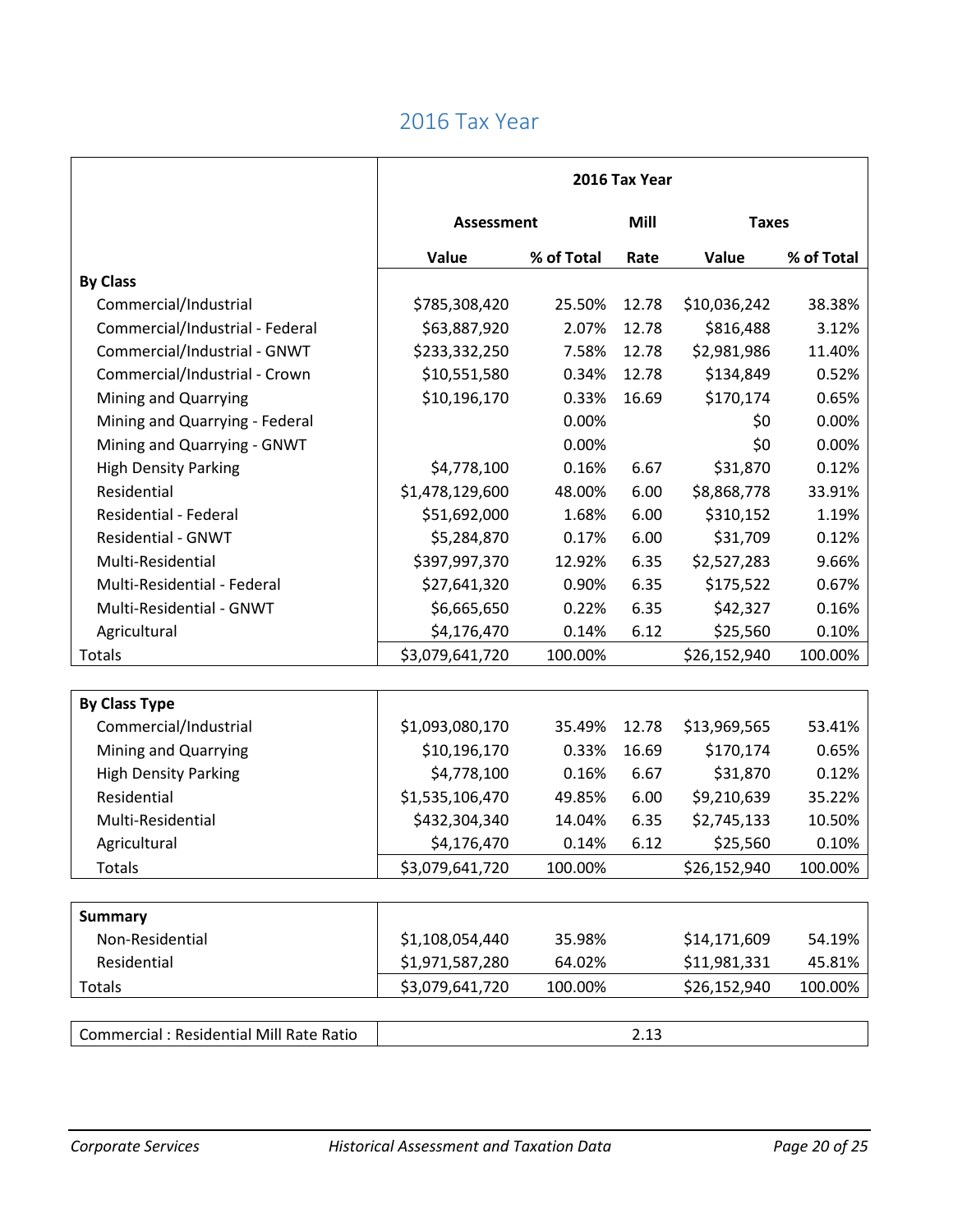## 2016 Tax Year

| | 2016 Tax Year | | | | |
|---|---|---|---|---|---|
| | Assessment | | Mill | Taxes | |
| | Value | % of Total | Rate | Value | % of Total |
| **By Class** | | | | | |
| Commercial/Industrial | $785,308,420 | 25.50% | 12.78 | $10,036,242 | 38.38% |
| Commercial/Industrial - Federal | $63,887,920 | 2.07% | 12.78 | $816,488 | 3.12% |
| Commercial/Industrial - GNWT | $233,332,250 | 7.58% | 12.78 | $2,981,986 | 11.40% |
| Commercial/Industrial - Crown | $10,551,580 | 0.34% | 12.78 | $134,849 | 0.52% |
| Mining and Quarrying | $10,196,170 | 0.33% | 16.69 | $170,174 | 0.65% |
| Mining and Quarrying - Federal | | 0.00% | | $0 | 0.00% |
| Mining and Quarrying - GNWT | | 0.00% | | $0 | 0.00% |
| High Density Parking | $4,778,100 | 0.16% | 6.67 | $31,870 | 0.12% |
| Residential | $1,478,129,600 | 48.00% | 6.00 | $8,868,778 | 33.91% |
| Residential - Federal | $51,692,000 | 1.68% | 6.00 | $310,152 | 1.19% |
| Residential - GNWT | $5,284,870 | 0.17% | 6.00 | $31,709 | 0.12% |
| Multi-Residential | $397,997,370 | 12.92% | 6.35 | $2,527,283 | 9.66% |
| Multi-Residential - Federal | $27,641,320 | 0.90% | 6.35 | $175,522 | 0.67% |
| Multi-Residential - GNWT | $6,665,650 | 0.22% | 6.35 | $42,327 | 0.16% |
| Agricultural | $4,176,470 | 0.14% | 6.12 | $25,560 | 0.10% |
| Totals | $3,079,641,720 | 100.00% | | $26,152,940 | 100.00% |

| **By Class Type** | | | | | |
|---|---|---|---|---|---|
| Commercial/Industrial | $1,093,080,170 | 35.49% | 12.78 | $13,969,565 | 53.41% |
| Mining and Quarrying | $10,196,170 | 0.33% | 16.69 | $170,174 | 0.65% |
| High Density Parking | $4,778,100 | 0.16% | 6.67 | $31,870 | 0.12% |
| Residential | $1,535,106,470 | 49.85% | 6.00 | $9,210,639 | 35.22% |
| Multi-Residential | $432,304,340 | 14.04% | 6.35 | $2,745,133 | 10.50% |
| Agricultural | $4,176,470 | 0.14% | 6.12 | $25,560 | 0.10% |
| Totals | $3,079,641,720 | 100.00% | | $26,152,940 | 100.00% |

| **Summary** | | | | | |
|---|---|---|---|---|---|
| Non-Residential | $1,108,054,440 | 35.98% | | $14,171,609 | 54.19% |
| Residential | $1,971,587,280 | 64.02% | | $11,981,331 | 45.81% |
| Totals | $3,079,641,720 | 100.00% | | $26,152,940 | 100.00% |

| Commercial : Residential Mill Rate Ratio | 2.13 |
|---|---|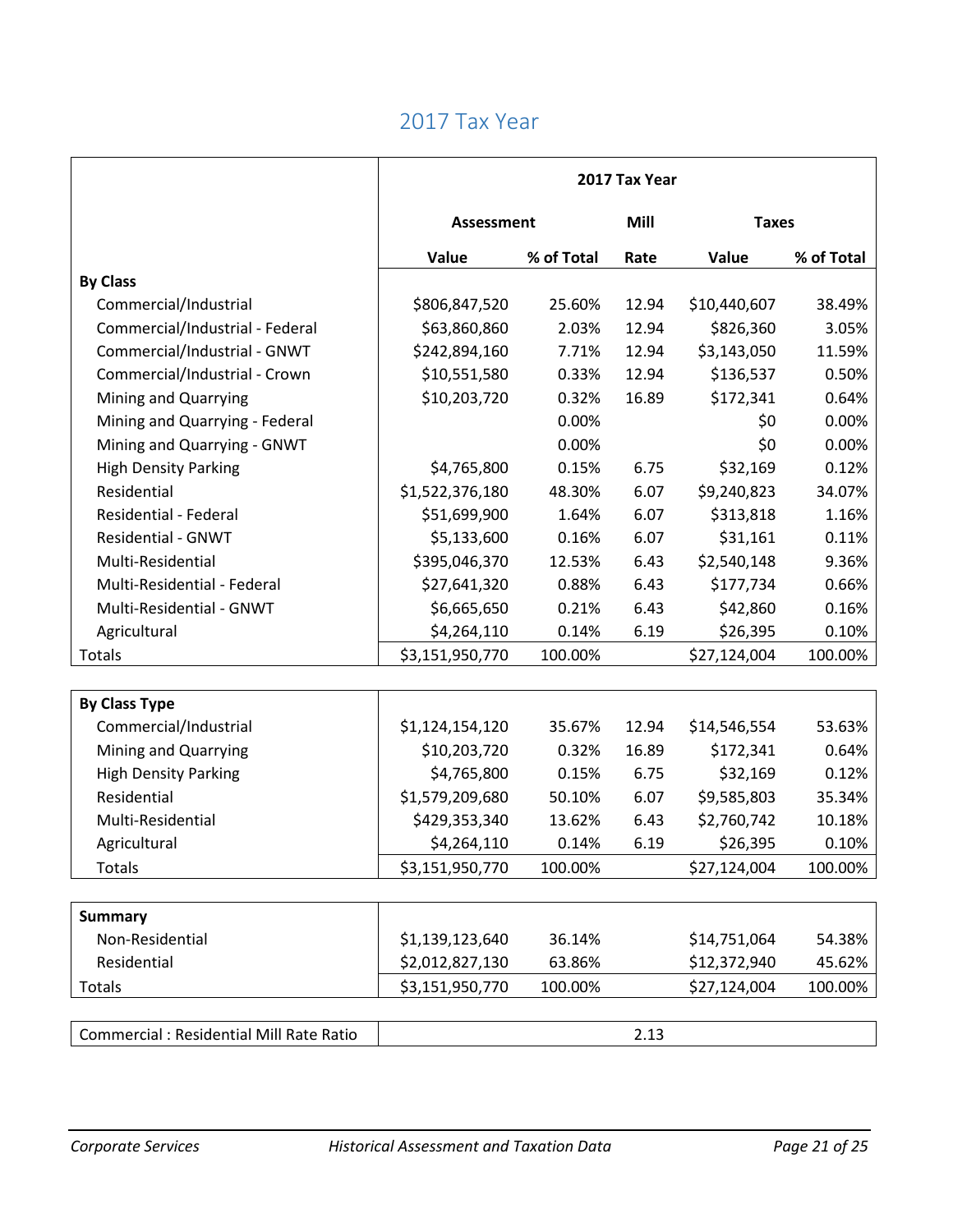## 2017 Tax Year

| | 2017 Tax Year | | | | |
|---|---|---|---|---|---|
| | Assessment | | Mill | Taxes | |
| | Value | % of Total | Rate | Value | % of Total |
| **By Class** | | | | | |
| Commercial/Industrial | $806,847,520 | 25.60% | 12.94 | $10,440,607 | 38.49% |
| Commercial/Industrial - Federal | $63,860,860 | 2.03% | 12.94 | $826,360 | 3.05% |
| Commercial/Industrial - GNWT | $242,894,160 | 7.71% | 12.94 | $3,143,050 | 11.59% |
| Commercial/Industrial - Crown | $10,551,580 | 0.33% | 12.94 | $136,537 | 0.50% |
| Mining and Quarrying | $10,203,720 | 0.32% | 16.89 | $172,341 | 0.64% |
| Mining and Quarrying - Federal | | 0.00% | | $0 | 0.00% |
| Mining and Quarrying - GNWT | | 0.00% | | $0 | 0.00% |
| High Density Parking | $4,765,800 | 0.15% | 6.75 | $32,169 | 0.12% |
| Residential | $1,522,376,180 | 48.30% | 6.07 | $9,240,823 | 34.07% |
| Residential - Federal | $51,699,900 | 1.64% | 6.07 | $313,818 | 1.16% |
| Residential - GNWT | $5,133,600 | 0.16% | 6.07 | $31,161 | 0.11% |
| Multi-Residential | $395,046,370 | 12.53% | 6.43 | $2,540,148 | 9.36% |
| Multi-Residential - Federal | $27,641,320 | 0.88% | 6.43 | $177,734 | 0.66% |
| Multi-Residential - GNWT | $6,665,650 | 0.21% | 6.43 | $42,860 | 0.16% |
| Agricultural | $4,264,110 | 0.14% | 6.19 | $26,395 | 0.10% |
| Totals | $3,151,950,770 | 100.00% | | $27,124,004 | 100.00% |

| **By Class Type** | Value | % of Total | Mill Rate | Taxes Value | % of Total |
|---|---|---|---|---|---|
| Commercial/Industrial | $1,124,154,120 | 35.67% | 12.94 | $14,546,554 | 53.63% |
| Mining and Quarrying | $10,203,720 | 0.32% | 16.89 | $172,341 | 0.64% |
| High Density Parking | $4,765,800 | 0.15% | 6.75 | $32,169 | 0.12% |
| Residential | $1,579,209,680 | 50.10% | 6.07 | $9,585,803 | 35.34% |
| Multi-Residential | $429,353,340 | 13.62% | 6.43 | $2,760,742 | 10.18% |
| Agricultural | $4,264,110 | 0.14% | 6.19 | $26,395 | 0.10% |
| Totals | $3,151,950,770 | 100.00% | | $27,124,004 | 100.00% |

| **Summary** | Value | % of Total | Mill Rate | Taxes Value | % of Total |
|---|---|---|---|---|---|
| Non-Residential | $1,139,123,640 | 36.14% | | $14,751,064 | 54.38% |
| Residential | $2,012,827,130 | 63.86% | | $12,372,940 | 45.62% |
| Totals | $3,151,950,770 | 100.00% | | $27,124,004 | 100.00% |

| Commercial : Residential Mill Rate Ratio | 2.13 |
|---|---|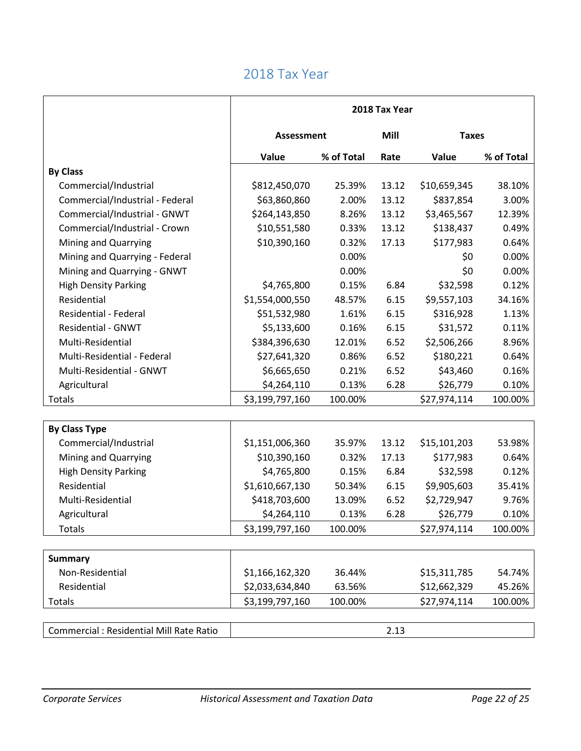## 2018 Tax Year

| | 2018 Tax Year | | | | |
|---|---|---|---|---|---|
| | Assessment | | Mill | Taxes | |
| | Value | % of Total | Rate | Value | % of Total |
| **By Class** | | | | | |
| Commercial/Industrial | $812,450,070 | 25.39% | 13.12 | $10,659,345 | 38.10% |
| Commercial/Industrial - Federal | $63,860,860 | 2.00% | 13.12 | $837,854 | 3.00% |
| Commercial/Industrial - GNWT | $264,143,850 | 8.26% | 13.12 | $3,465,567 | 12.39% |
| Commercial/Industrial - Crown | $10,551,580 | 0.33% | 13.12 | $138,437 | 0.49% |
| Mining and Quarrying | $10,390,160 | 0.32% | 17.13 | $177,983 | 0.64% |
| Mining and Quarrying - Federal | | 0.00% | | $0 | 0.00% |
| Mining and Quarrying - GNWT | | 0.00% | | $0 | 0.00% |
| High Density Parking | $4,765,800 | 0.15% | 6.84 | $32,598 | 0.12% |
| Residential | $1,554,000,550 | 48.57% | 6.15 | $9,557,103 | 34.16% |
| Residential - Federal | $51,532,980 | 1.61% | 6.15 | $316,928 | 1.13% |
| Residential - GNWT | $5,133,600 | 0.16% | 6.15 | $31,572 | 0.11% |
| Multi-Residential | $384,396,630 | 12.01% | 6.52 | $2,506,266 | 8.96% |
| Multi-Residential - Federal | $27,641,320 | 0.86% | 6.52 | $180,221 | 0.64% |
| Multi-Residential - GNWT | $6,665,650 | 0.21% | 6.52 | $43,460 | 0.16% |
| Agricultural | $4,264,110 | 0.13% | 6.28 | $26,779 | 0.10% |
| Totals | $3,199,797,160 | 100.00% | | $27,974,114 | 100.00% |

| **By Class Type** | | | | | |
|---|---|---|---|---|---|
| Commercial/Industrial | $1,151,006,360 | 35.97% | 13.12 | $15,101,203 | 53.98% |
| Mining and Quarrying | $10,390,160 | 0.32% | 17.13 | $177,983 | 0.64% |
| High Density Parking | $4,765,800 | 0.15% | 6.84 | $32,598 | 0.12% |
| Residential | $1,610,667,130 | 50.34% | 6.15 | $9,905,603 | 35.41% |
| Multi-Residential | $418,703,600 | 13.09% | 6.52 | $2,729,947 | 9.76% |
| Agricultural | $4,264,110 | 0.13% | 6.28 | $26,779 | 0.10% |
| Totals | $3,199,797,160 | 100.00% | | $27,974,114 | 100.00% |

| **Summary** | | | | | |
|---|---|---|---|---|---|
| Non-Residential | $1,166,162,320 | 36.44% | | $15,311,785 | 54.74% |
| Residential | $2,033,634,840 | 63.56% | | $12,662,329 | 45.26% |
| Totals | $3,199,797,160 | 100.00% | | $27,974,114 | 100.00% |

| Commercial : Residential Mill Rate Ratio | 2.13 |
|---|---|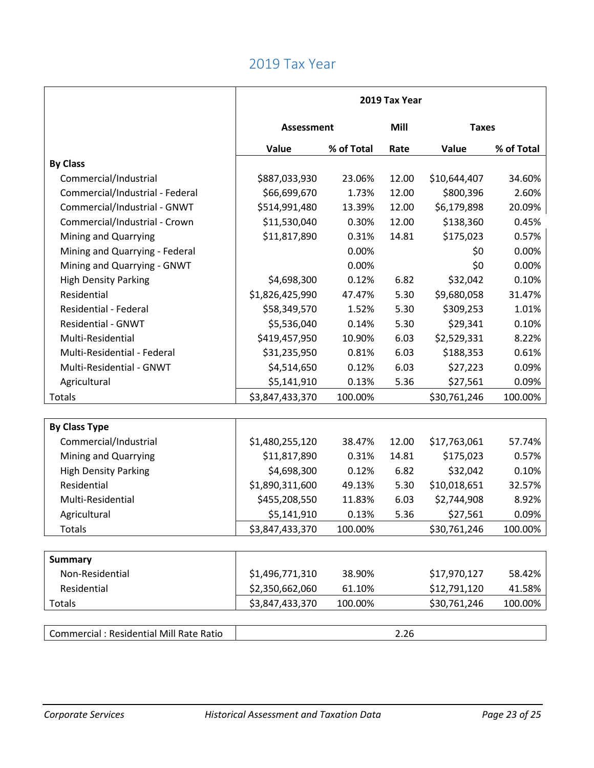# 2019 Tax Year

| | 2019 Tax Year | | | | |
|---|---|---|---|---|---|
| | Assessment | | Mill | Taxes | |
| | Value | % of Total | Rate | Value | % of Total |
| **By Class** | | | | | |
| Commercial/Industrial | $887,033,930 | 23.06% | 12.00 | $10,644,407 | 34.60% |
| Commercial/Industrial - Federal | $66,699,670 | 1.73% | 12.00 | $800,396 | 2.60% |
| Commercial/Industrial - GNWT | $514,991,480 | 13.39% | 12.00 | $6,179,898 | 20.09% |
| Commercial/Industrial - Crown | $11,530,040 | 0.30% | 12.00 | $138,360 | 0.45% |
| Mining and Quarrying | $11,817,890 | 0.31% | 14.81 | $175,023 | 0.57% |
| Mining and Quarrying - Federal | | 0.00% | | $0 | 0.00% |
| Mining and Quarrying - GNWT | | 0.00% | | $0 | 0.00% |
| High Density Parking | $4,698,300 | 0.12% | 6.82 | $32,042 | 0.10% |
| Residential | $1,826,425,990 | 47.47% | 5.30 | $9,680,058 | 31.47% |
| Residential - Federal | $58,349,570 | 1.52% | 5.30 | $309,253 | 1.01% |
| Residential - GNWT | $5,536,040 | 0.14% | 5.30 | $29,341 | 0.10% |
| Multi-Residential | $419,457,950 | 10.90% | 6.03 | $2,529,331 | 8.22% |
| Multi-Residential - Federal | $31,235,950 | 0.81% | 6.03 | $188,353 | 0.61% |
| Multi-Residential - GNWT | $4,514,650 | 0.12% | 6.03 | $27,223 | 0.09% |
| Agricultural | $5,141,910 | 0.13% | 5.36 | $27,561 | 0.09% |
| Totals | $3,847,433,370 | 100.00% | | $30,761,246 | 100.00% |

| By Class Type | Value | % of Total | Mill Rate | Value | % of Total |
|---|---|---|---|---|---|
| Commercial/Industrial | $1,480,255,120 | 38.47% | 12.00 | $17,763,061 | 57.74% |
| Mining and Quarrying | $11,817,890 | 0.31% | 14.81 | $175,023 | 0.57% |
| High Density Parking | $4,698,300 | 0.12% | 6.82 | $32,042 | 0.10% |
| Residential | $1,890,311,600 | 49.13% | 5.30 | $10,018,651 | 32.57% |
| Multi-Residential | $455,208,550 | 11.83% | 6.03 | $2,744,908 | 8.92% |
| Agricultural | $5,141,910 | 0.13% | 5.36 | $27,561 | 0.09% |
| Totals | $3,847,433,370 | 100.00% | | $30,761,246 | 100.00% |

| Summary | Value | % of Total | Mill Rate | Value | % of Total |
|---|---|---|---|---|---|
| Non-Residential | $1,496,771,310 | 38.90% | | $17,970,127 | 58.42% |
| Residential | $2,350,662,060 | 61.10% | | $12,791,120 | 41.58% |
| Totals | $3,847,433,370 | 100.00% | | $30,761,246 | 100.00% |

| Commercial : Residential Mill Rate Ratio | 2.26 |
|---|---|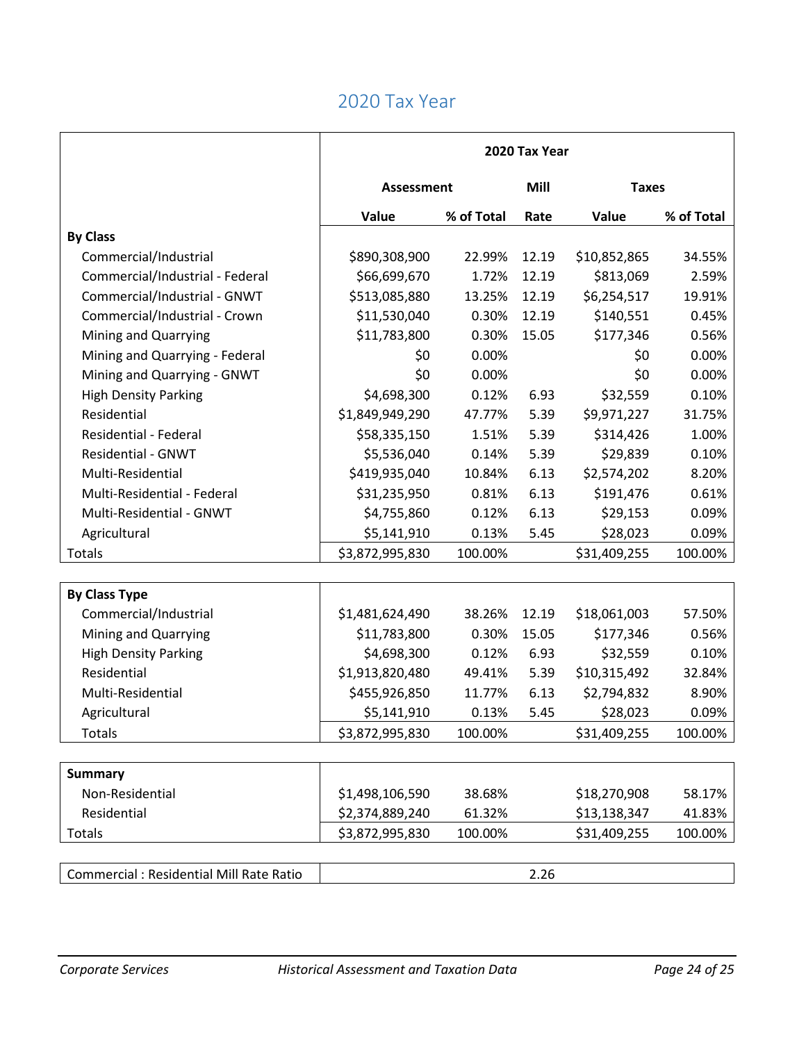## 2020 Tax Year

| | 2020 Tax Year | | | | |
|---|---|---|---|---|---|
| | Assessment | | Mill | Taxes | |
| | Value | % of Total | Rate | Value | % of Total |
| **By Class** | | | | | |
| Commercial/Industrial | $890,308,900 | 22.99% | 12.19 | $10,852,865 | 34.55% |
| Commercial/Industrial - Federal | $66,699,670 | 1.72% | 12.19 | $813,069 | 2.59% |
| Commercial/Industrial - GNWT | $513,085,880 | 13.25% | 12.19 | $6,254,517 | 19.91% |
| Commercial/Industrial - Crown | $11,530,040 | 0.30% | 12.19 | $140,551 | 0.45% |
| Mining and Quarrying | $11,783,800 | 0.30% | 15.05 | $177,346 | 0.56% |
| Mining and Quarrying - Federal | $0 | 0.00% | | $0 | 0.00% |
| Mining and Quarrying - GNWT | $0 | 0.00% | | $0 | 0.00% |
| High Density Parking | $4,698,300 | 0.12% | 6.93 | $32,559 | 0.10% |
| Residential | $1,849,949,290 | 47.77% | 5.39 | $9,971,227 | 31.75% |
| Residential - Federal | $58,335,150 | 1.51% | 5.39 | $314,426 | 1.00% |
| Residential - GNWT | $5,536,040 | 0.14% | 5.39 | $29,839 | 0.10% |
| Multi-Residential | $419,935,040 | 10.84% | 6.13 | $2,574,202 | 8.20% |
| Multi-Residential - Federal | $31,235,950 | 0.81% | 6.13 | $191,476 | 0.61% |
| Multi-Residential - GNWT | $4,755,860 | 0.12% | 6.13 | $29,153 | 0.09% |
| Agricultural | $5,141,910 | 0.13% | 5.45 | $28,023 | 0.09% |
| Totals | $3,872,995,830 | 100.00% | | $31,409,255 | 100.00% |

| **By Class Type** | | | | | |
|---|---|---|---|---|---|
| Commercial/Industrial | $1,481,624,490 | 38.26% | 12.19 | $18,061,003 | 57.50% |
| Mining and Quarrying | $11,783,800 | 0.30% | 15.05 | $177,346 | 0.56% |
| High Density Parking | $4,698,300 | 0.12% | 6.93 | $32,559 | 0.10% |
| Residential | $1,913,820,480 | 49.41% | 5.39 | $10,315,492 | 32.84% |
| Multi-Residential | $455,926,850 | 11.77% | 6.13 | $2,794,832 | 8.90% |
| Agricultural | $5,141,910 | 0.13% | 5.45 | $28,023 | 0.09% |
| Totals | $3,872,995,830 | 100.00% | | $31,409,255 | 100.00% |

| **Summary** | | | | | |
|---|---|---|---|---|---|
| Non-Residential | $1,498,106,590 | 38.68% | | $18,270,908 | 58.17% |
| Residential | $2,374,889,240 | 61.32% | | $13,138,347 | 41.83% |
| Totals | $3,872,995,830 | 100.00% | | $31,409,255 | 100.00% |

| Commercial : Residential Mill Rate Ratio | 2.26 |
|---|---|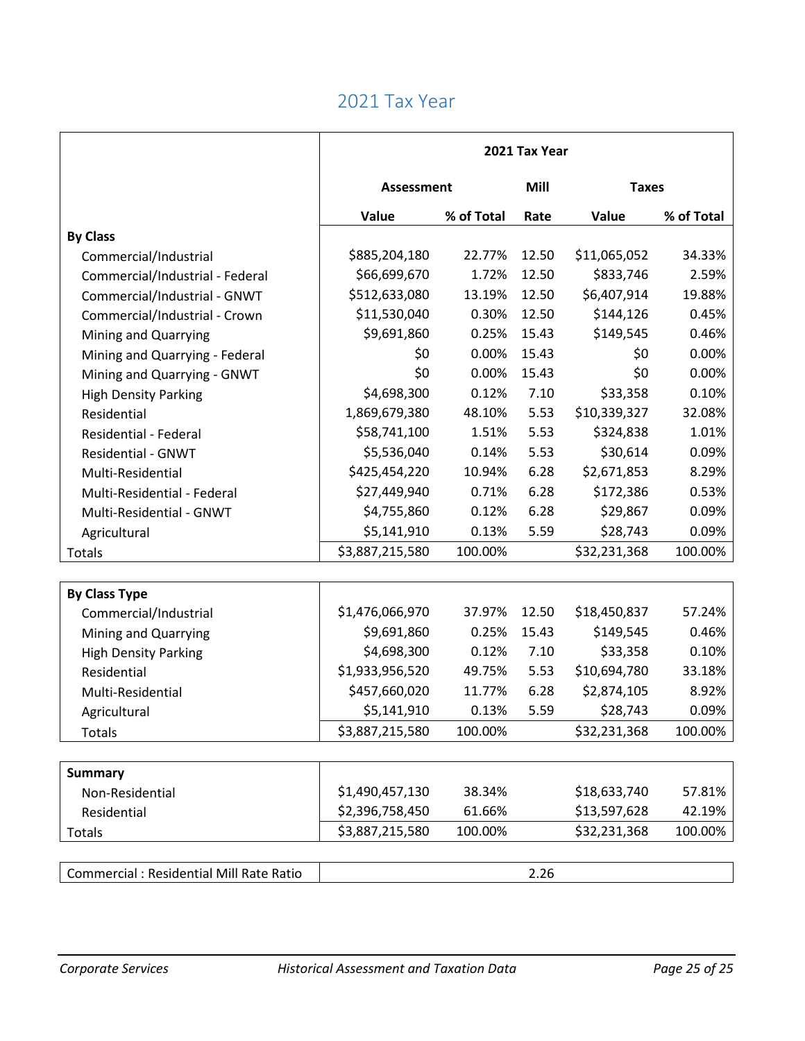## 2021 Tax Year

| | 2021 Tax Year | | | | |
|---|---|---|---|---|---|
| | Assessment | | Mill | Taxes | |
| | Value | % of Total | Rate | Value | % of Total |
| **By Class** | | | | | |
| Commercial/Industrial | $885,204,180 | 22.77% | 12.50 | $11,065,052 | 34.33% |
| Commercial/Industrial - Federal | $66,699,670 | 1.72% | 12.50 | $833,746 | 2.59% |
| Commercial/Industrial - GNWT | $512,633,080 | 13.19% | 12.50 | $6,407,914 | 19.88% |
| Commercial/Industrial - Crown | $11,530,040 | 0.30% | 12.50 | $144,126 | 0.45% |
| Mining and Quarrying | $9,691,860 | 0.25% | 15.43 | $149,545 | 0.46% |
| Mining and Quarrying - Federal | $0 | 0.00% | 15.43 | $0 | 0.00% |
| Mining and Quarrying - GNWT | $0 | 0.00% | 15.43 | $0 | 0.00% |
| High Density Parking | $4,698,300 | 0.12% | 7.10 | $33,358 | 0.10% |
| Residential | 1,869,679,380 | 48.10% | 5.53 | $10,339,327 | 32.08% |
| Residential - Federal | $58,741,100 | 1.51% | 5.53 | $324,838 | 1.01% |
| Residential - GNWT | $5,536,040 | 0.14% | 5.53 | $30,614 | 0.09% |
| Multi-Residential | $425,454,220 | 10.94% | 6.28 | $2,671,853 | 8.29% |
| Multi-Residential - Federal | $27,449,940 | 0.71% | 6.28 | $172,386 | 0.53% |
| Multi-Residential - GNWT | $4,755,860 | 0.12% | 6.28 | $29,867 | 0.09% |
| Agricultural | $5,141,910 | 0.13% | 5.59 | $28,743 | 0.09% |
| Totals | $3,887,215,580 | 100.00% | | $32,231,368 | 100.00% |

| | | | | | |
|---|---|---|---|---|---|
| **By Class Type** | | | | | |
| Commercial/Industrial | $1,476,066,970 | 37.97% | 12.50 | $18,450,837 | 57.24% |
| Mining and Quarrying | $9,691,860 | 0.25% | 15.43 | $149,545 | 0.46% |
| High Density Parking | $4,698,300 | 0.12% | 7.10 | $33,358 | 0.10% |
| Residential | $1,933,956,520 | 49.75% | 5.53 | $10,694,780 | 33.18% |
| Multi-Residential | $457,660,020 | 11.77% | 6.28 | $2,874,105 | 8.92% |
| Agricultural | $5,141,910 | 0.13% | 5.59 | $28,743 | 0.09% |
| Totals | $3,887,215,580 | 100.00% | | $32,231,368 | 100.00% |

| | | | | |
|---|---|---|---|---|
| **Summary** | | | | |
| Non-Residential | $1,490,457,130 | 38.34% | $18,633,740 | 57.81% |
| Residential | $2,396,758,450 | 61.66% | $13,597,628 | 42.19% |
| Totals | $3,887,215,580 | 100.00% | $32,231,368 | 100.00% |

| | |
|---|---|
| Commercial : Residential Mill Rate Ratio | 2.26 |